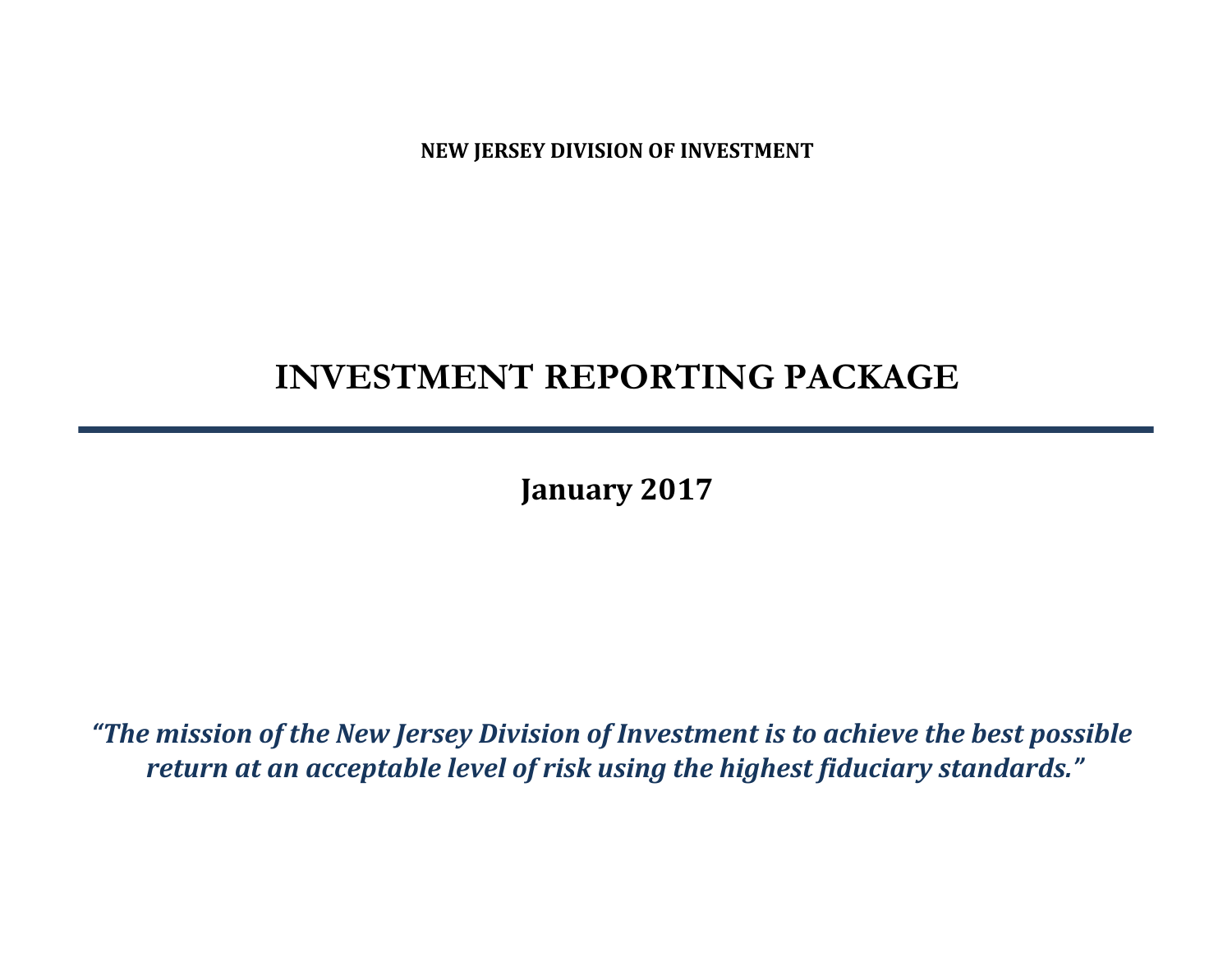**NEW JERSEY DIVISION OF INVESTMENT**

# INVESTMENT REPORTING PACKAGE

---

## January 2017

***"The mission of the New Jersey Division of Investment is to achieve the best possible return at an acceptable level of risk using the highest fiduciary standards."***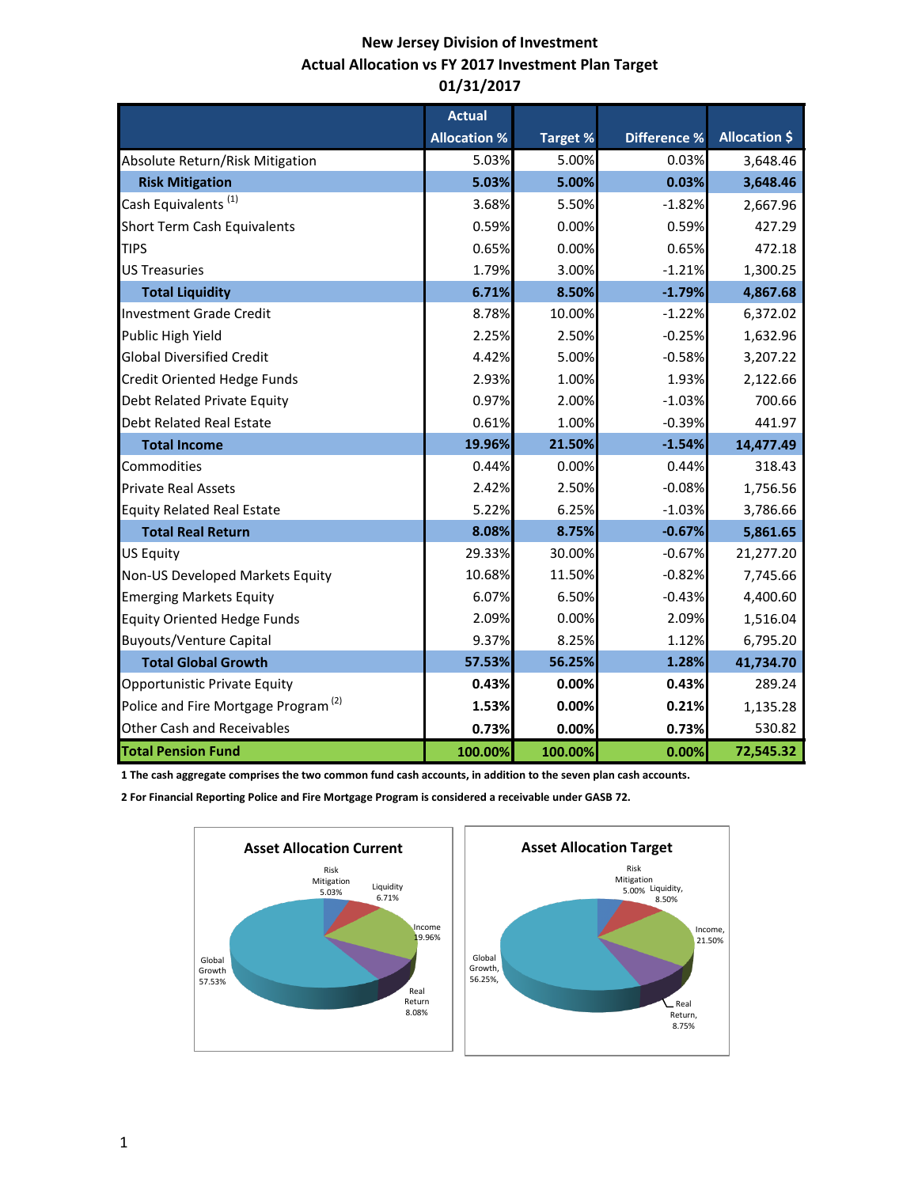**New Jersey Division of Investment**
**Actual Allocation vs FY 2017 Investment Plan Target**
**01/31/2017**

| | Actual Allocation % | Target % | Difference % | Allocation $ |
|---|---|---|---|---|
| Absolute Return/Risk Mitigation | 5.03% | 5.00% | 0.03% | 3,648.46 |
| **Risk Mitigation** | **5.03%** | **5.00%** | **0.03%** | **3,648.46** |
| Cash Equivalents [1] | 3.68% | 5.50% | -1.82% | 2,667.96 |
| Short Term Cash Equivalents | 0.59% | 0.00% | 0.59% | 427.29 |
| TIPS | 0.65% | 0.00% | 0.65% | 472.18 |
| US Treasuries | 1.79% | 3.00% | -1.21% | 1,300.25 |
| **Total Liquidity** | **6.71%** | **8.50%** | **-1.79%** | **4,867.68** |
| Investment Grade Credit | 8.78% | 10.00% | -1.22% | 6,372.02 |
| Public High Yield | 2.25% | 2.50% | -0.25% | 1,632.96 |
| Global Diversified Credit | 4.42% | 5.00% | -0.58% | 3,207.22 |
| Credit Oriented Hedge Funds | 2.93% | 1.00% | 1.93% | 2,122.66 |
| Debt Related Private Equity | 0.97% | 2.00% | -1.03% | 700.66 |
| Debt Related Real Estate | 0.61% | 1.00% | -0.39% | 441.97 |
| **Total Income** | **19.96%** | **21.50%** | **-1.54%** | **14,477.49** |
| Commodities | 0.44% | 0.00% | 0.44% | 318.43 |
| Private Real Assets | 2.42% | 2.50% | -0.08% | 1,756.56 |
| Equity Related Real Estate | 5.22% | 6.25% | -1.03% | 3,786.66 |
| **Total Real Return** | **8.08%** | **8.75%** | **-0.67%** | **5,861.65** |
| US Equity | 29.33% | 30.00% | -0.67% | 21,277.20 |
| Non-US Developed Markets Equity | 10.68% | 11.50% | -0.82% | 7,745.66 |
| Emerging Markets Equity | 6.07% | 6.50% | -0.43% | 4,400.60 |
| Equity Oriented Hedge Funds | 2.09% | 0.00% | 2.09% | 1,516.04 |
| Buyouts/Venture Capital | 9.37% | 8.25% | 1.12% | 6,795.20 |
| **Total Global Growth** | **57.53%** | **56.25%** | **1.28%** | **41,734.70** |
| Opportunistic Private Equity | **0.43%** | **0.00%** | **0.43%** | 289.24 |
| Police and Fire Mortgage Program [2] | **1.53%** | **0.00%** | **0.21%** | 1,135.28 |
| Other Cash and Receivables | **0.73%** | **0.00%** | **0.73%** | 530.82 |
| **Total Pension Fund** | **100.00%** | **100.00%** | **0.00%** | **72,545.32** |

**1 The cash aggregate comprises the two common fund cash accounts, in addition to the seven plan cash accounts.**

**2 For Financial Reporting Police and Fire Mortgage Program is considered a receivable under GASB 72.**

**Asset Allocation Current**

Risk Mitigation 5.03%
Liquidity 6.71%
Income 19.96%
Real Return 8.08%
Global Growth 57.53%

**Asset Allocation Target**

Risk Mitigation 5.00%
Liquidity, 8.50%
Income, 21.50%
Real Return, 8.75%
Global Growth, 56.25%,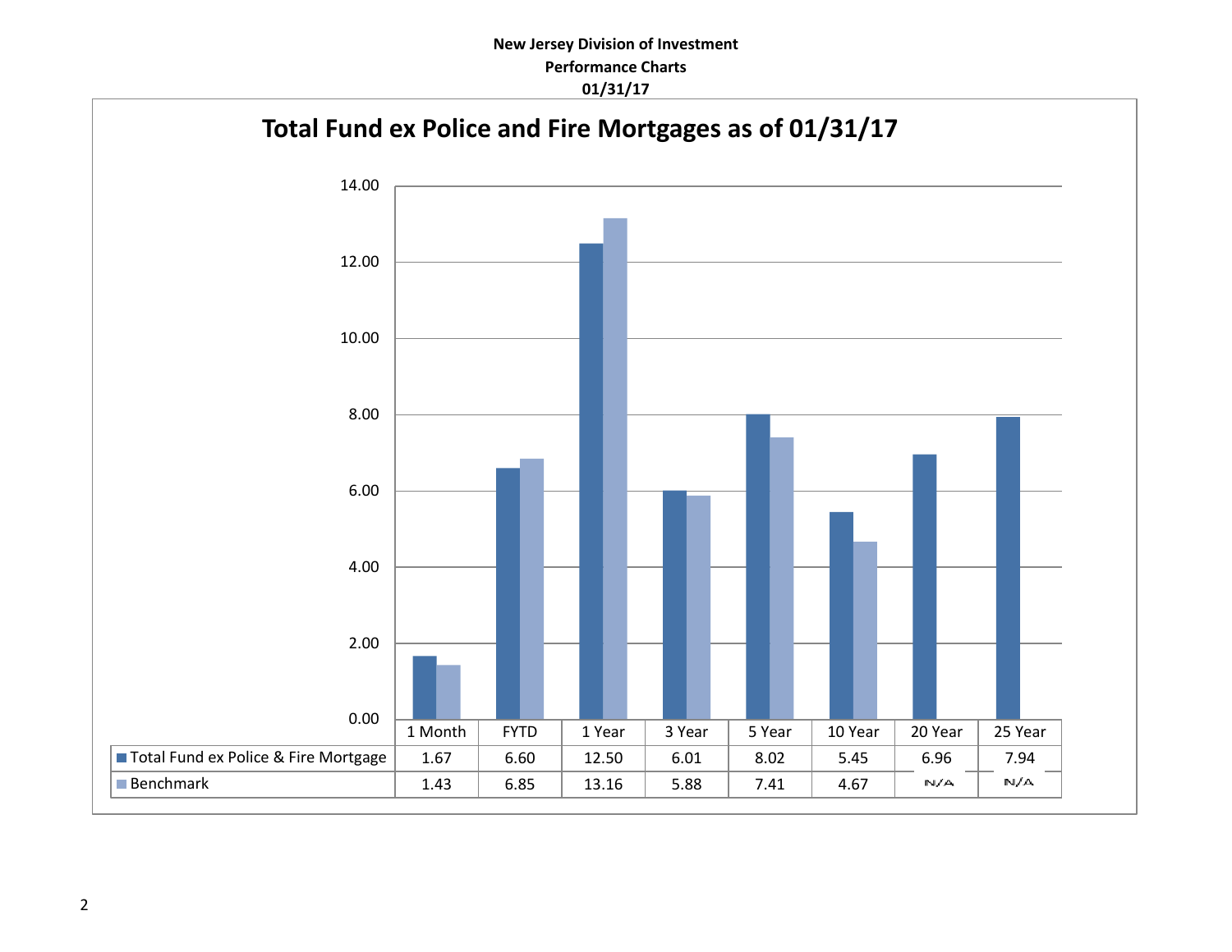## Total Fund ex Police and Fire Mortgages as of 01/31/17

14.00
12.00
10.00
8.00
6.00
4.00
2.00
0.00

| | 1 Month | FYTD | 1 Year | 3 Year | 5 Year | 10 Year | 20 Year | 25 Year |
|---|---|---|---|---|---|---|---|---|
| Total Fund ex Police & Fire Mortgage | 1.67 | 6.60 | 12.50 | 6.01 | 8.02 | 5.45 | 6.96 | 7.94 |
| Benchmark | 1.43 | 6.85 | 13.16 | 5.88 | 7.41 | 4.67 | N/A | N/A |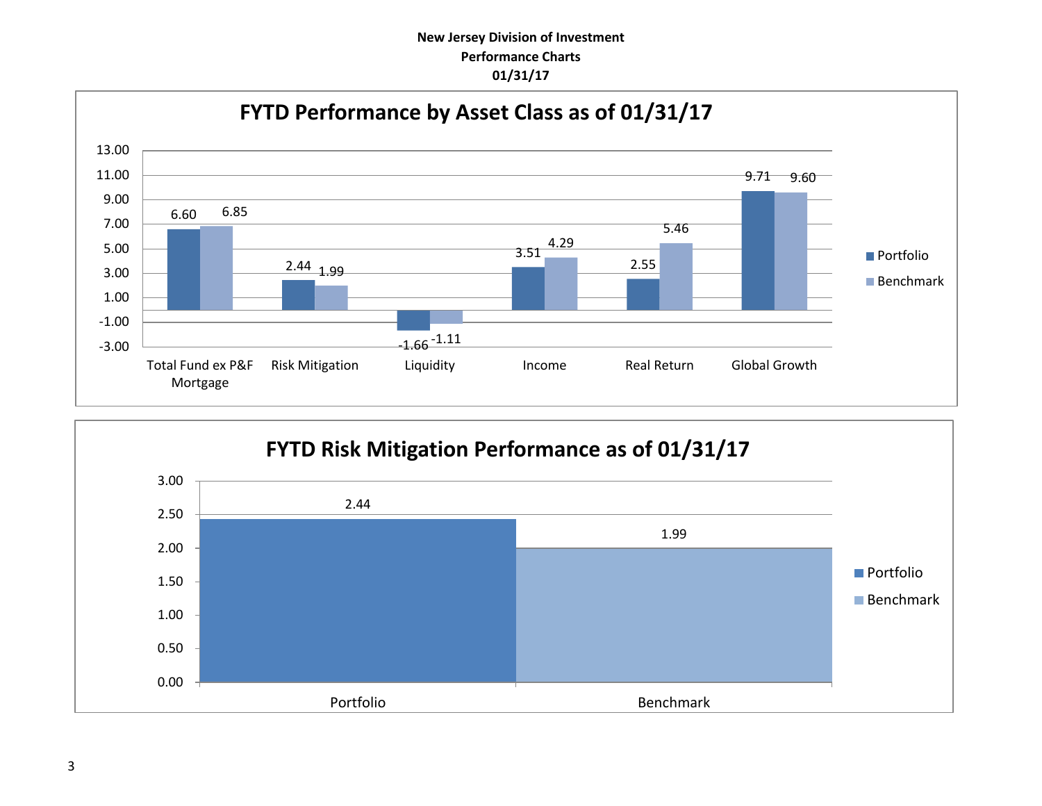**New Jersey Division of Investment**
**Performance Charts**
**01/31/17**

## FYTD Performance by Asset Class as of 01/31/17

| Asset Class | Portfolio | Benchmark |
|---|---|---|
| Total Fund ex P&F Mortgage | 6.60 | 6.85 |
| Risk Mitigation | 2.44 | 1.99 |
| Liquidity | -1.66 | -1.11 |
| Income | 3.51 | 4.29 |
| Real Return | 2.55 | 5.46 |
| Global Growth | 9.71 | 9.60 |

## FYTD Risk Mitigation Performance as of 01/31/17

| | Value |
|---|---|
| Portfolio | 2.44 |
| Benchmark | 1.99 |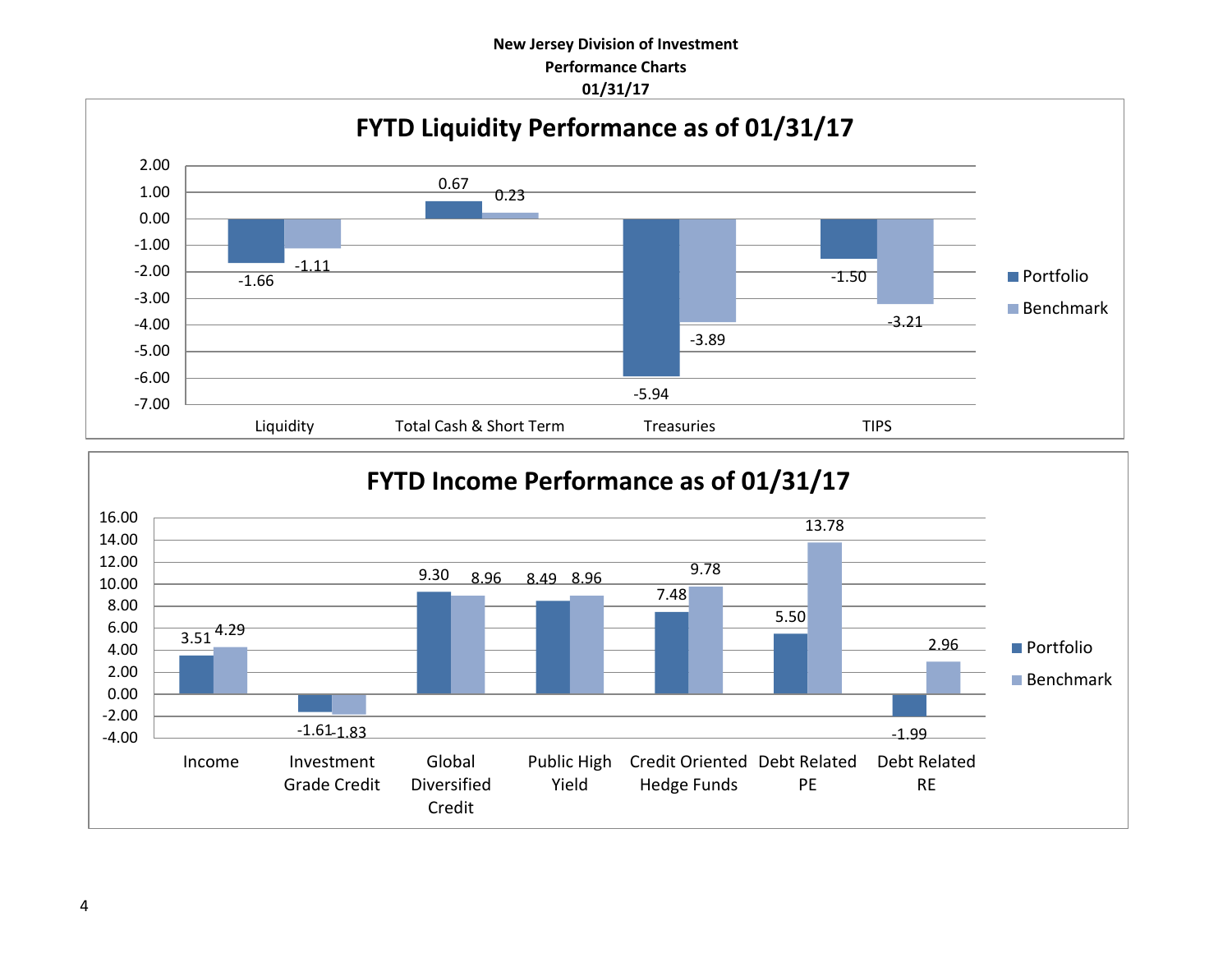**New Jersey Division of Investment**
**Performance Charts**
**01/31/17**

## FYTD Liquidity Performance as of 01/31/17

2.00
1.00
0.00
-1.00
-2.00
-3.00
-4.00
-5.00
-6.00
-7.00

Liquidity: -1.66, -1.11
Total Cash & Short Term: 0.67, 0.23
Treasuries: -5.94, -3.89
TIPS: -1.50, -3.21

Portfolio
Benchmark

## FYTD Income Performance as of 01/31/17

16.00
14.00
12.00
10.00
8.00
6.00
4.00
2.00
0.00
-2.00
-4.00

Income: 3.51, 4.29
Investment Grade Credit: -1.61, -1.83
Global Diversified Credit: 9.30, 8.96
Public High Yield: 8.49, 8.96
Credit Oriented Hedge Funds: 7.48, 9.78
Debt Related PE: 5.50, 13.78
Debt Related RE: -1.99, 2.96

Portfolio
Benchmark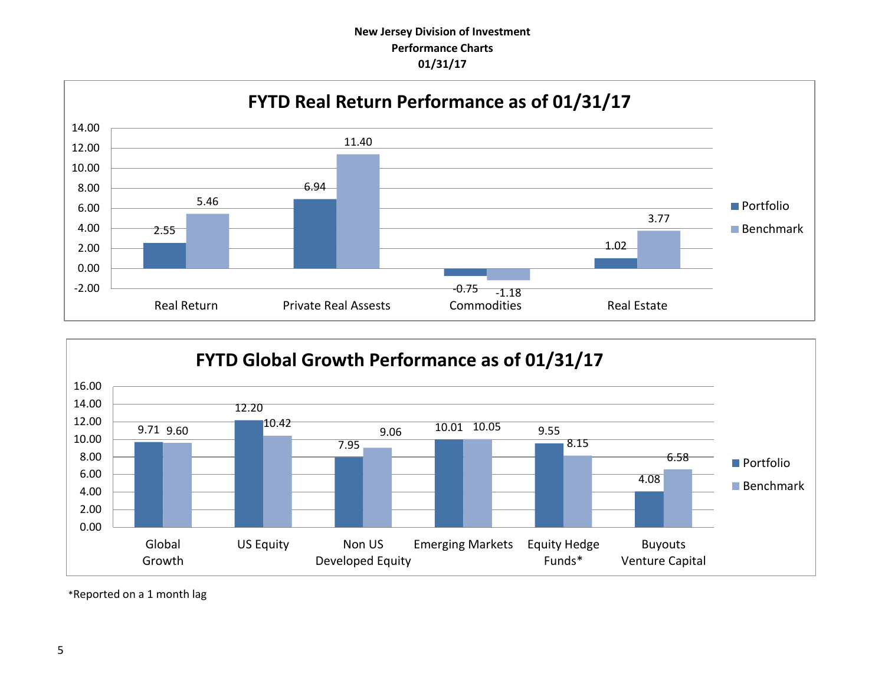**New Jersey Division of Investment**
**Performance Charts**
**01/31/17**

FYTD Real Return Performance as of 01/31/17

14.00
12.00
10.00
8.00
6.00
4.00
2.00
0.00
-2.00

Real Return: 2.55, 5.46
Private Real Assests: 6.94, 11.40
Commodities: -0.75, -1.18
Real Estate: 1.02, 3.77

Portfolio
Benchmark

FYTD Global Growth Performance as of 01/31/17

16.00
14.00
12.00
10.00
8.00
6.00
4.00
2.00
0.00

Global Growth: 9.71, 9.60
US Equity: 12.20, 10.42
Non US Developed Equity: 7.95, 9.06
Emerging Markets: 10.01, 10.05
Equity Hedge Funds*: 9.55, 8.15
Buyouts Venture Capital: 4.08, 6.58

Portfolio
Benchmark

*Reported on a 1 month lag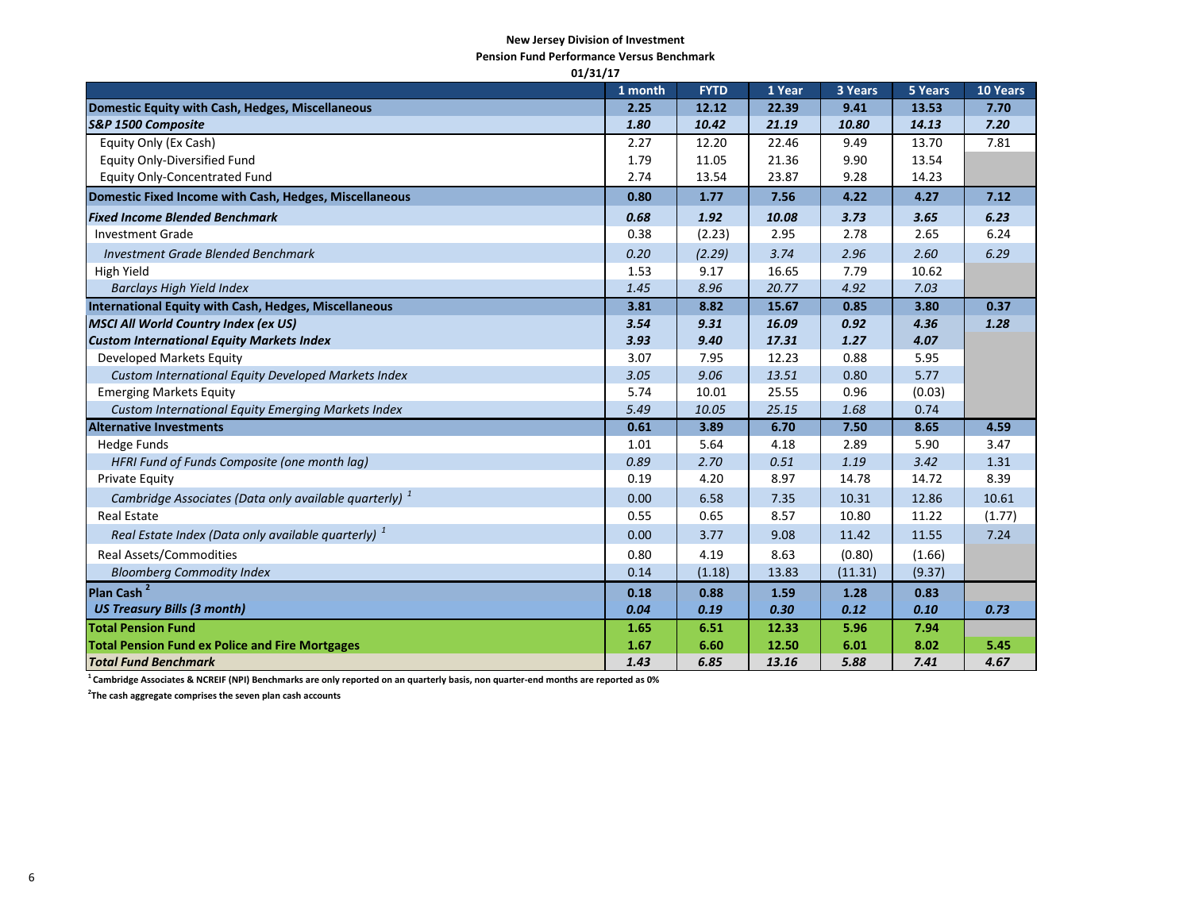**New Jersey Division of Investment**

**Pension Fund Performance Versus Benchmark**

**01/31/17**

| | 1 month | FYTD | 1 Year | 3 Years | 5 Years | 10 Years |
|---|---|---|---|---|---|---|
| **Domestic Equity with Cash, Hedges, Miscellaneous** | **2.25** | **12.12** | **22.39** | **9.41** | **13.53** | **7.70** |
| ***S&P 1500 Composite*** | ***1.80*** | ***10.42*** | ***21.19*** | ***10.80*** | ***14.13*** | ***7.20*** |
| Equity Only (Ex Cash) | 2.27 | 12.20 | 22.46 | 9.49 | 13.70 | 7.81 |
| Equity Only-Diversified Fund | 1.79 | 11.05 | 21.36 | 9.90 | 13.54 | |
| Equity Only-Concentrated Fund | 2.74 | 13.54 | 23.87 | 9.28 | 14.23 | |
| **Domestic Fixed Income with Cash, Hedges, Miscellaneous** | **0.80** | **1.77** | **7.56** | **4.22** | **4.27** | **7.12** |
| ***Fixed Income Blended Benchmark*** | ***0.68*** | ***1.92*** | ***10.08*** | ***3.73*** | ***3.65*** | ***6.23*** |
| Investment Grade | 0.38 | (2.23) | 2.95 | 2.78 | 2.65 | 6.24 |
| *Investment Grade Blended Benchmark* | *0.20* | *(2.29)* | *3.74* | *2.96* | *2.60* | *6.29* |
| High Yield | 1.53 | 9.17 | 16.65 | 7.79 | 10.62 | |
| *Barclays High Yield Index* | *1.45* | *8.96* | *20.77* | *4.92* | *7.03* | |
| **International Equity with Cash, Hedges, Miscellaneous** | **3.81** | **8.82** | **15.67** | **0.85** | **3.80** | **0.37** |
| ***MSCI All World Country Index (ex US)*** | ***3.54*** | ***9.31*** | ***16.09*** | ***0.92*** | ***4.36*** | ***1.28*** |
| ***Custom International Equity Markets Index*** | ***3.93*** | ***9.40*** | ***17.31*** | ***1.27*** | ***4.07*** | |
| Developed Markets Equity | 3.07 | 7.95 | 12.23 | 0.88 | 5.95 | |
| *Custom International Equity Developed Markets Index* | *3.05* | *9.06* | *13.51* | *0.80* | *5.77* | |
| Emerging Markets Equity | 5.74 | 10.01 | 25.55 | 0.96 | (0.03) | |
| *Custom International Equity Emerging Markets Index* | *5.49* | *10.05* | *25.15* | *1.68* | 0.74 | |
| **Alternative Investments** | **0.61** | **3.89** | **6.70** | **7.50** | **8.65** | **4.59** |
| Hedge Funds | 1.01 | 5.64 | 4.18 | 2.89 | 5.90 | 3.47 |
| *HFRI Fund of Funds Composite (one month lag)* | *0.89* | *2.70* | *0.51* | *1.19* | *3.42* | 1.31 |
| Private Equity | 0.19 | 4.20 | 8.97 | 14.78 | 14.72 | 8.39 |
| *Cambridge Associates (Data only available quarterly)* [1] | 0.00 | 6.58 | 7.35 | 10.31 | 12.86 | 10.61 |
| Real Estate | 0.55 | 0.65 | 8.57 | 10.80 | 11.22 | (1.77) |
| *Real Estate Index (Data only available quarterly)* [1] | 0.00 | 3.77 | 9.08 | 11.42 | 11.55 | 7.24 |
| Real Assets/Commodities | 0.80 | 4.19 | 8.63 | (0.80) | (1.66) | |
| *Bloomberg Commodity Index* | 0.14 | (1.18) | 13.83 | (11.31) | (9.37) | |
| **Plan Cash** [2] | **0.18** | **0.88** | **1.59** | **1.28** | **0.83** | |
| ***US Treasury Bills (3 month)*** | ***0.04*** | ***0.19*** | ***0.30*** | ***0.12*** | ***0.10*** | ***0.73*** |
| **Total Pension Fund** | **1.65** | **6.51** | **12.33** | **5.96** | **7.94** | |
| **Total Pension Fund ex Police and Fire Mortgages** | **1.67** | **6.60** | **12.50** | **6.01** | **8.02** | **5.45** |
| ***Total Fund Benchmark*** | ***1.43*** | ***6.85*** | ***13.16*** | ***5.88*** | ***7.41*** | ***4.67*** |

[1] **Cambridge Associates & NCREIF (NPI) Benchmarks are only reported on an quarterly basis, non quarter-end months are reported as 0%**

[2] **The cash aggregate comprises the seven plan cash accounts**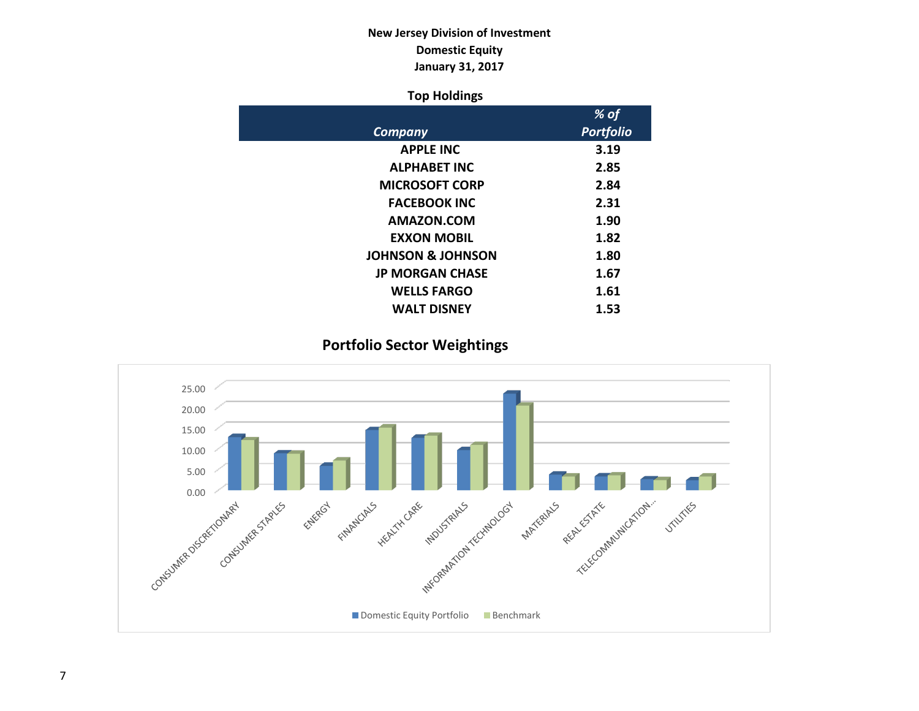**New Jersey Division of Investment**
**Domestic Equity**
**January 31, 2017**

**Top Holdings**

| *Company* | *% of Portfolio* |
|---|---|
| APPLE INC | 3.19 |
| ALPHABET INC | 2.85 |
| MICROSOFT CORP | 2.84 |
| FACEBOOK INC | 2.31 |
| AMAZON.COM | 1.90 |
| EXXON MOBIL | 1.82 |
| JOHNSON & JOHNSON | 1.80 |
| JP MORGAN CHASE | 1.67 |
| WELLS FARGO | 1.61 |
| WALT DISNEY | 1.53 |

**Portfolio Sector Weightings**

25.00
20.00
15.00
10.00
5.00
0.00

CONSUMER DISCRETIONARY, CONSUMER STAPLES, ENERGY, FINANCIALS, HEALTH CARE, INDUSTRIALS, INFORMATION TECHNOLOGY, MATERIALS, REAL ESTATE, TELECOMMUNICATION..., UTILITIES

Domestic Equity Portfolio    Benchmark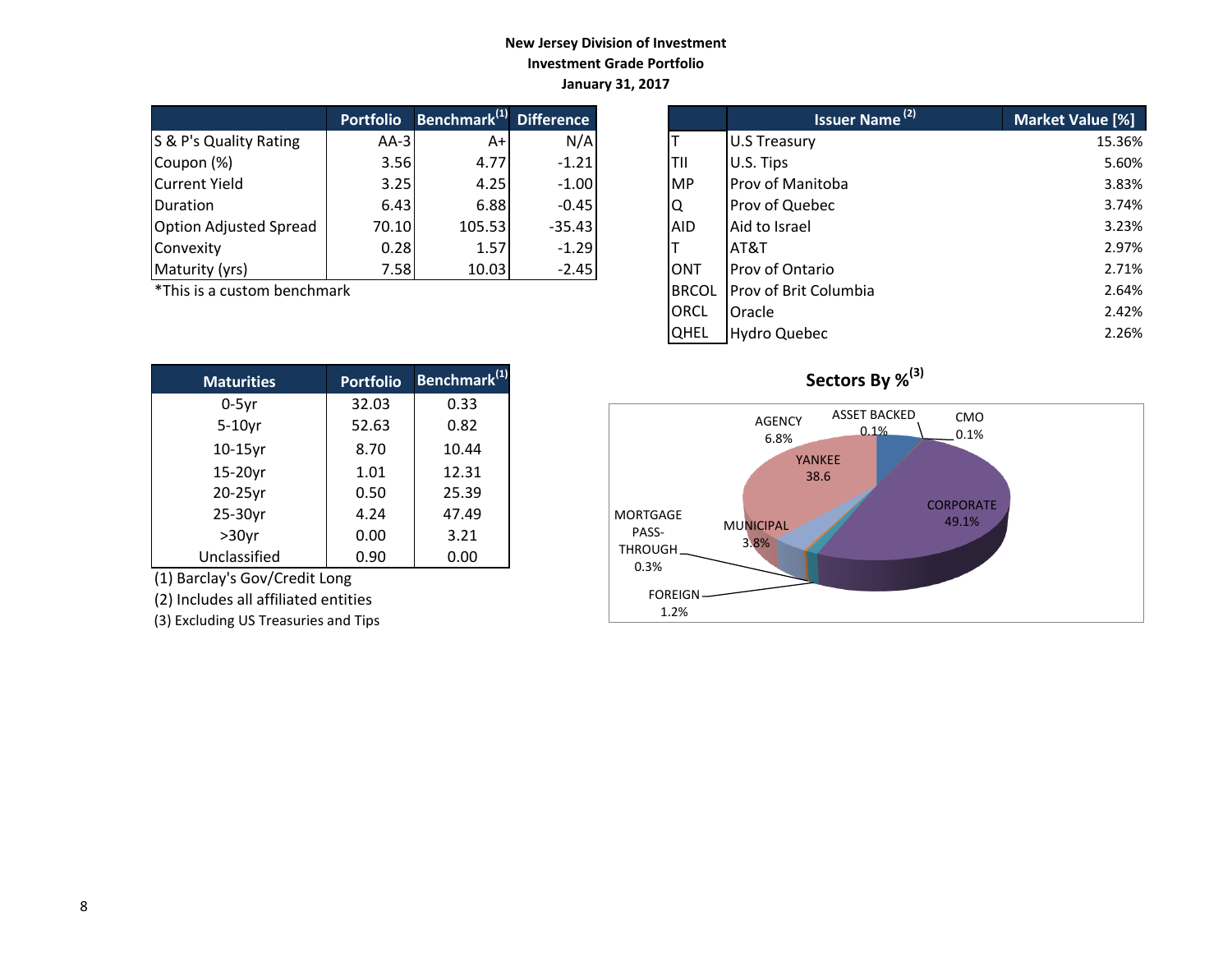**New Jersey Division of Investment**
**Investment Grade Portfolio**
**January 31, 2017**

| | Portfolio | Benchmark[1] | Difference |
|---|---|---|---|
| S & P's Quality Rating | AA-3 | A+ | N/A |
| Coupon (%) | 3.56 | 4.77 | -1.21 |
| Current Yield | 3.25 | 4.25 | -1.00 |
| Duration | 6.43 | 6.88 | -0.45 |
| Option Adjusted Spread | 70.10 | 105.53 | -35.43 |
| Convexity | 0.28 | 1.57 | -1.29 |
| Maturity (yrs) | 7.58 | 10.03 | -2.45 |

*This is a custom benchmark

| | Issuer Name [2] | Market Value [%] |
|---|---|---|
| T | U.S Treasury | 15.36% |
| TII | U.S. Tips | 5.60% |
| MP | Prov of Manitoba | 3.83% |
| Q | Prov of Quebec | 3.74% |
| AID | Aid to Israel | 3.23% |
| T | AT&T | 2.97% |
| ONT | Prov of Ontario | 2.71% |
| BRCOL | Prov of Brit Columbia | 2.64% |
| ORCL | Oracle | 2.42% |
| QHEL | Hydro Quebec | 2.26% |

| Maturities | Portfolio | Benchmark[1] |
|---|---|---|
| 0-5yr | 32.03 | 0.33 |
| 5-10yr | 52.63 | 0.82 |
| 10-15yr | 8.70 | 10.44 |
| 15-20yr | 1.01 | 12.31 |
| 20-25yr | 0.50 | 25.39 |
| 25-30yr | 4.24 | 47.49 |
| >30yr | 0.00 | 3.21 |
| Unclassified | 0.90 | 0.00 |

(1) Barclay's Gov/Credit Long
(2) Includes all affiliated entities
(3) Excluding US Treasuries and Tips

**Sectors By %[3]**

| Sector | % |
|---|---|
| AGENCY | 6.8% |
| ASSET BACKED | 0.1% |
| CMO | 0.1% |
| YANKEE | 38.6 |
| CORPORATE | 49.1% |
| MUNICIPAL | 3.8% |
| MORTGAGE PASS-THROUGH | 0.3% |
| FOREIGN | 1.2% |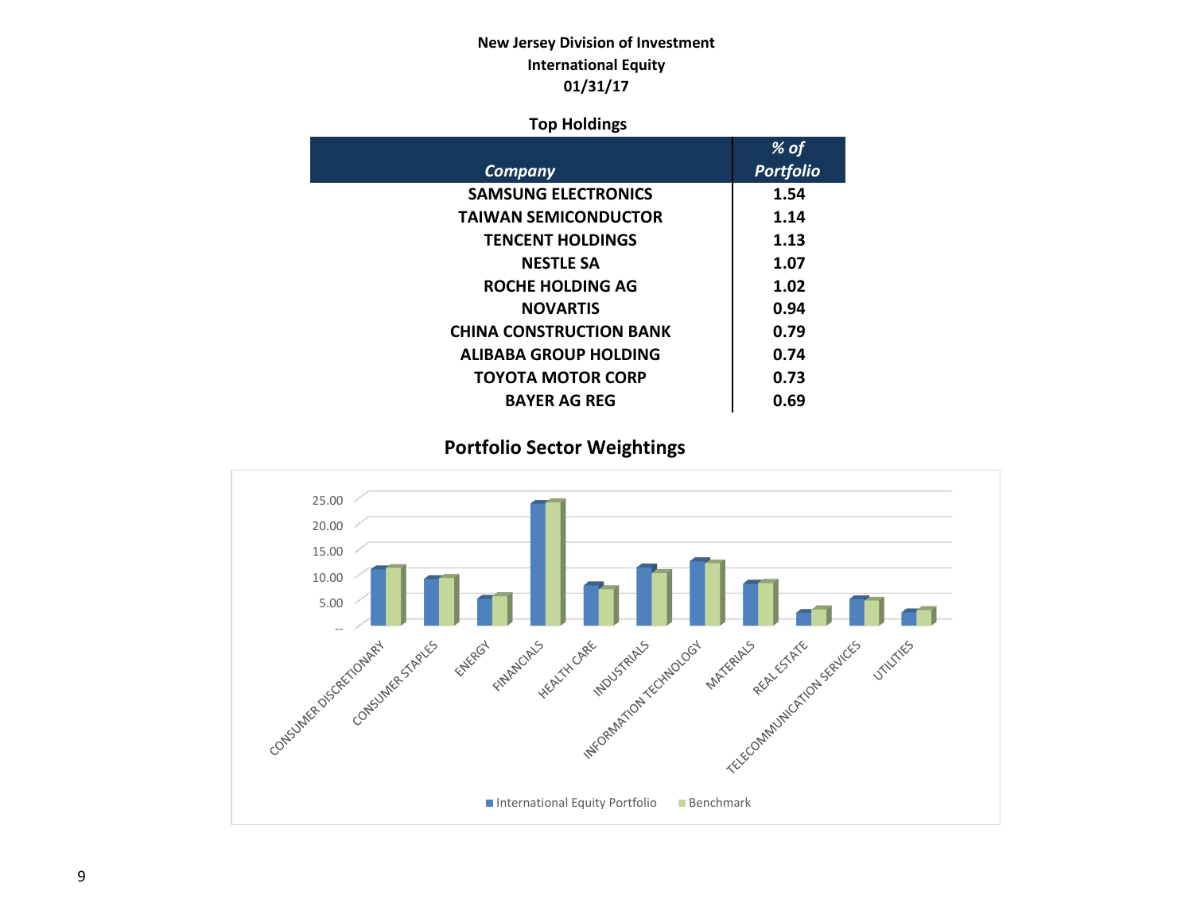**New Jersey Division of Investment**
**International Equity**
**01/31/17**

**Top Holdings**

| *Company* | *% of Portfolio* |
|---|---|
| SAMSUNG ELECTRONICS | 1.54 |
| TAIWAN SEMICONDUCTOR | 1.14 |
| TENCENT HOLDINGS | 1.13 |
| NESTLE SA | 1.07 |
| ROCHE HOLDING AG | 1.02 |
| NOVARTIS | 0.94 |
| CHINA CONSTRUCTION BANK | 0.79 |
| ALIBABA GROUP HOLDING | 0.74 |
| TOYOTA MOTOR CORP | 0.73 |
| BAYER AG REG | 0.69 |

## Portfolio Sector Weightings

25.00
20.00
15.00
10.00
5.00
--

CONSUMER DISCRETIONARY
CONSUMER STAPLES
ENERGY
FINANCIALS
HEALTH CARE
INDUSTRIALS
INFORMATION TECHNOLOGY
MATERIALS
REAL ESTATE
TELECOMMUNICATION SERVICES
UTILITIES

International Equity Portfolio
Benchmark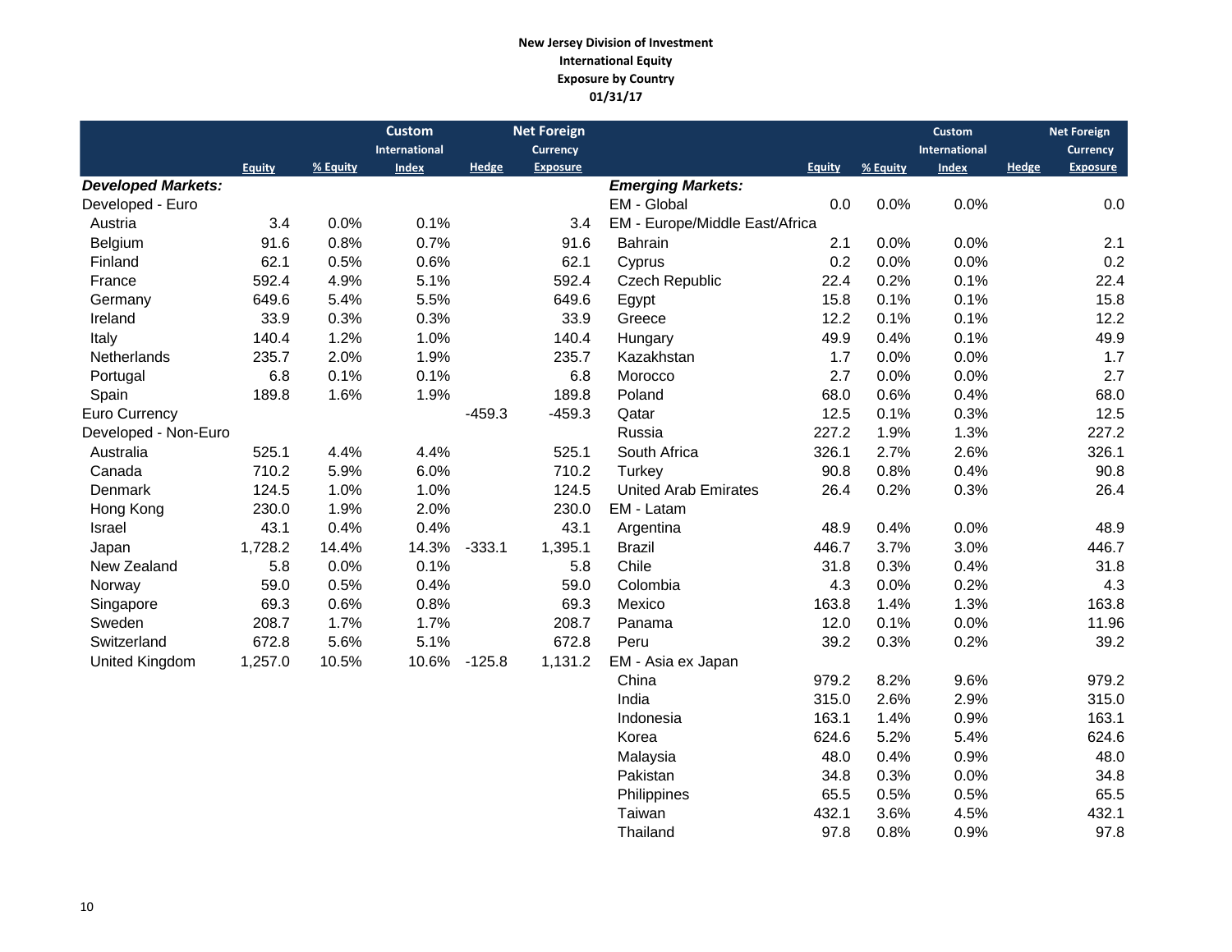**New Jersey Division of Investment**
**International Equity**
**Exposure by Country**
**01/31/17**

| | Equity | % Equity | Custom International Index | Hedge | Net Foreign Currency Exposure |
|---|---|---|---|---|---|
| ***Developed Markets:*** | | | | | |
| Developed - Euro | | | | | |
| Austria | 3.4 | 0.0% | 0.1% | | 3.4 |
| Belgium | 91.6 | 0.8% | 0.7% | | 91.6 |
| Finland | 62.1 | 0.5% | 0.6% | | 62.1 |
| France | 592.4 | 4.9% | 5.1% | | 592.4 |
| Germany | 649.6 | 5.4% | 5.5% | | 649.6 |
| Ireland | 33.9 | 0.3% | 0.3% | | 33.9 |
| Italy | 140.4 | 1.2% | 1.0% | | 140.4 |
| Netherlands | 235.7 | 2.0% | 1.9% | | 235.7 |
| Portugal | 6.8 | 0.1% | 0.1% | | 6.8 |
| Spain | 189.8 | 1.6% | 1.9% | | 189.8 |
| Euro Currency | | | | -459.3 | -459.3 |
| Developed - Non-Euro | | | | | |
| Australia | 525.1 | 4.4% | 4.4% | | 525.1 |
| Canada | 710.2 | 5.9% | 6.0% | | 710.2 |
| Denmark | 124.5 | 1.0% | 1.0% | | 124.5 |
| Hong Kong | 230.0 | 1.9% | 2.0% | | 230.0 |
| Israel | 43.1 | 0.4% | 0.4% | | 43.1 |
| Japan | 1,728.2 | 14.4% | 14.3% | -333.1 | 1,395.1 |
| New Zealand | 5.8 | 0.0% | 0.1% | | 5.8 |
| Norway | 59.0 | 0.5% | 0.4% | | 59.0 |
| Singapore | 69.3 | 0.6% | 0.8% | | 69.3 |
| Sweden | 208.7 | 1.7% | 1.7% | | 208.7 |
| Switzerland | 672.8 | 5.6% | 5.1% | | 672.8 |
| United Kingdom | 1,257.0 | 10.5% | 10.6% | -125.8 | 1,131.2 |

| | Equity | % Equity | Custom International Index | Hedge | Net Foreign Currency Exposure |
|---|---|---|---|---|---|
| ***Emerging Markets:*** | | | | | |
| EM - Global | 0.0 | 0.0% | 0.0% | | 0.0 |
| EM - Europe/Middle East/Africa | | | | | |
| Bahrain | 2.1 | 0.0% | 0.0% | | 2.1 |
| Cyprus | 0.2 | 0.0% | 0.0% | | 0.2 |
| Czech Republic | 22.4 | 0.2% | 0.1% | | 22.4 |
| Egypt | 15.8 | 0.1% | 0.1% | | 15.8 |
| Greece | 12.2 | 0.1% | 0.1% | | 12.2 |
| Hungary | 49.9 | 0.4% | 0.1% | | 49.9 |
| Kazakhstan | 1.7 | 0.0% | 0.0% | | 1.7 |
| Morocco | 2.7 | 0.0% | 0.0% | | 2.7 |
| Poland | 68.0 | 0.6% | 0.4% | | 68.0 |
| Qatar | 12.5 | 0.1% | 0.3% | | 12.5 |
| Russia | 227.2 | 1.9% | 1.3% | | 227.2 |
| South Africa | 326.1 | 2.7% | 2.6% | | 326.1 |
| Turkey | 90.8 | 0.8% | 0.4% | | 90.8 |
| United Arab Emirates | 26.4 | 0.2% | 0.3% | | 26.4 |
| EM - Latam | | | | | |
| Argentina | 48.9 | 0.4% | 0.0% | | 48.9 |
| Brazil | 446.7 | 3.7% | 3.0% | | 446.7 |
| Chile | 31.8 | 0.3% | 0.4% | | 31.8 |
| Colombia | 4.3 | 0.0% | 0.2% | | 4.3 |
| Mexico | 163.8 | 1.4% | 1.3% | | 163.8 |
| Panama | 12.0 | 0.1% | 0.0% | | 11.96 |
| Peru | 39.2 | 0.3% | 0.2% | | 39.2 |
| EM - Asia ex Japan | | | | | |
| China | 979.2 | 8.2% | 9.6% | | 979.2 |
| India | 315.0 | 2.6% | 2.9% | | 315.0 |
| Indonesia | 163.1 | 1.4% | 0.9% | | 163.1 |
| Korea | 624.6 | 5.2% | 5.4% | | 624.6 |
| Malaysia | 48.0 | 0.4% | 0.9% | | 48.0 |
| Pakistan | 34.8 | 0.3% | 0.0% | | 34.8 |
| Philippines | 65.5 | 0.5% | 0.5% | | 65.5 |
| Taiwan | 432.1 | 3.6% | 4.5% | | 432.1 |
| Thailand | 97.8 | 0.8% | 0.9% | | 97.8 |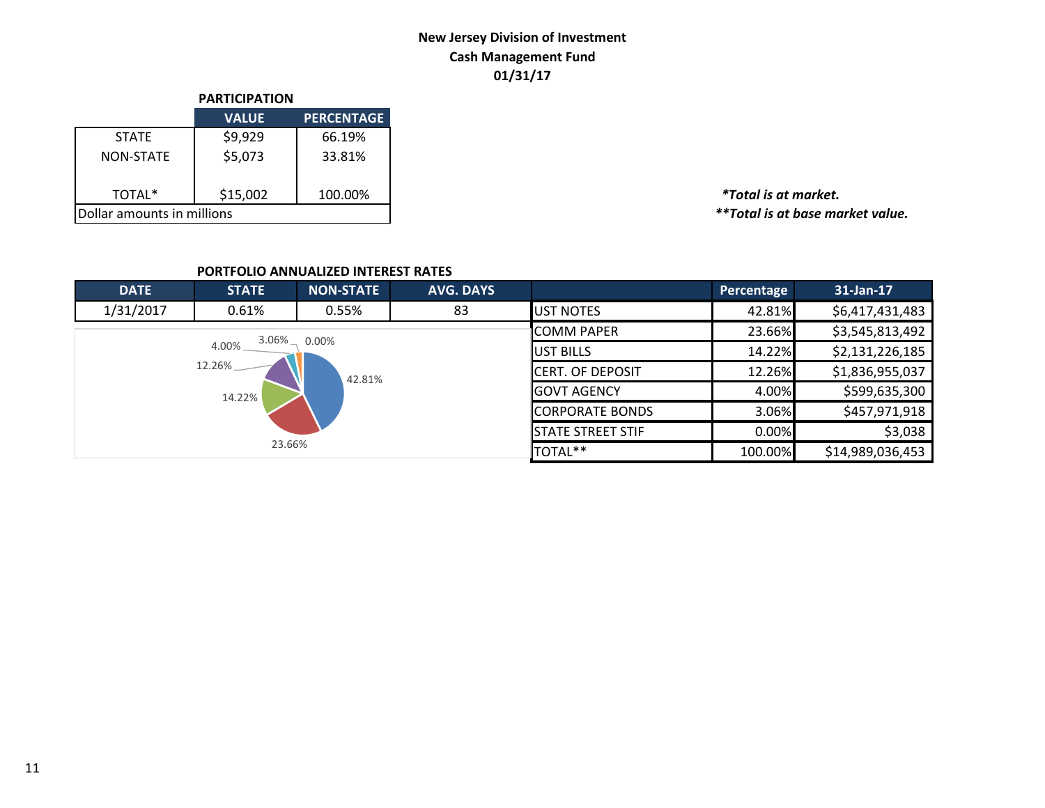**New Jersey Division of Investment**
**Cash Management Fund**
**01/31/17**

**PARTICIPATION**

| | VALUE | PERCENTAGE |
|---|---|---|
| STATE | $9,929 | 66.19% |
| NON-STATE | $5,073 | 33.81% |
| TOTAL* | $15,002 | 100.00% |
| Dollar amounts in millions | | |

***Total is at market.***
****Total is at base market value.***

**PORTFOLIO ANNUALIZED INTEREST RATES**

| DATE | STATE | NON-STATE | AVG. DAYS |
|---|---|---|---|
| 1/31/2017 | 0.61% | 0.55% | 83 |

4.00%
3.06%
0.00%
12.26%
42.81%
14.22%
23.66%

| | Percentage | 31-Jan-17 |
|---|---|---|
| UST NOTES | 42.81% | $6,417,431,483 |
| COMM PAPER | 23.66% | $3,545,813,492 |
| UST BILLS | 14.22% | $2,131,226,185 |
| CERT. OF DEPOSIT | 12.26% | $1,836,955,037 |
| GOVT AGENCY | 4.00% | $599,635,300 |
| CORPORATE BONDS | 3.06% | $457,971,918 |
| STATE STREET STIF | 0.00% | $3,038 |
| TOTAL** | 100.00% | $14,989,036,453 |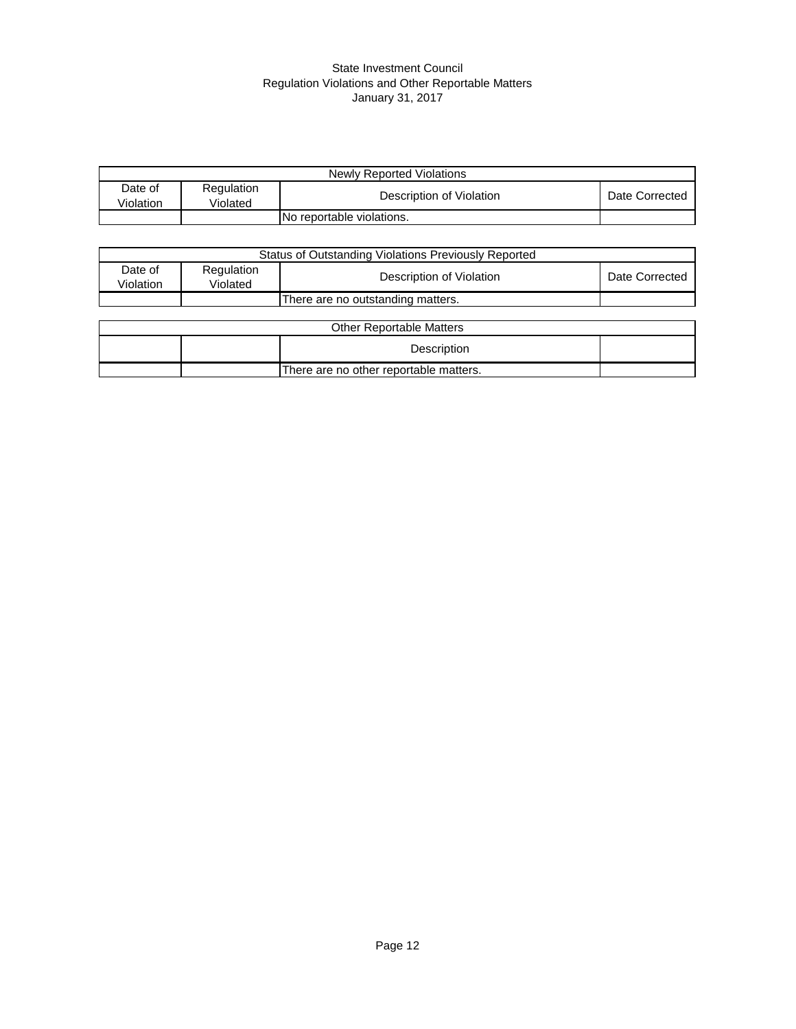State Investment Council
Regulation Violations and Other Reportable Matters
January 31, 2017

| Newly Reported Violations | | | |
|---|---|---|---|
| Date of Violation | Regulation Violated | Description of Violation | Date Corrected |
| | | No reportable violations. | |

| Status of Outstanding Violations Previously Reported | | | |
|---|---|---|---|
| Date of Violation | Regulation Violated | Description of Violation | Date Corrected |
| | | There are no outstanding matters. | |

| Other Reportable Matters | | | |
|---|---|---|---|
| | | Description | |
| | | There are no other reportable matters. | |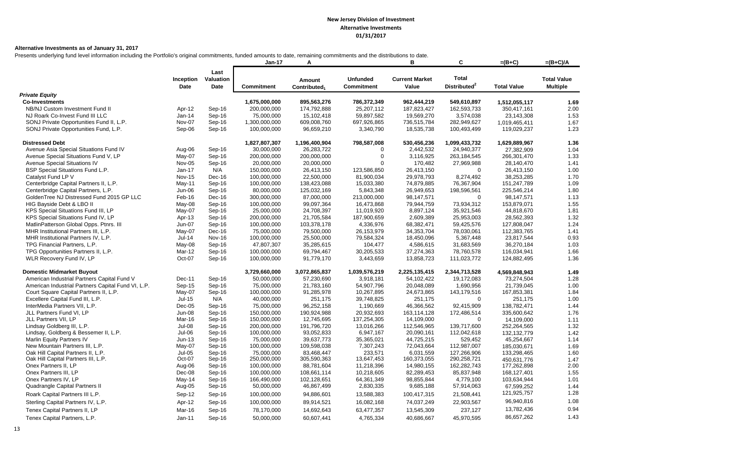# New Jersey Division of Investment
## Alternative Investments
## 01/31/2017

**Alternative Investments as of January 31, 2017**

Presents underlying fund level information including the Portfolio's original commitments, funded amounts to date, remaining commitments and the distributions to date.

| | Inception Date | Last Valuation Date | Jan-17 Commitment | A Amount Contributed[1] | Unfunded Commitment | B Current Market Value | C Total Distributed[2] | =(B+C) Total Value | =(B+C)/A Total Value Multiple |
|---|---|---|---|---|---|---|---|---|---|
| ***Private Equity*** | | | | | | | | | |
| **Co-Investments** | | | **1,675,000,000** | **895,563,276** | **786,372,349** | **962,444,219** | **549,610,897** | **1,512,055,117** | **1.69** |
| NB/NJ Custom Investment Fund II | Apr-12 | Sep-16 | 200,000,000 | 174,792,888 | 25,207,112 | 187,823,427 | 162,593,733 | 350,417,161 | 2.00 |
| NJ Roark Co-Invest Fund III LLC | Jan-14 | Sep-16 | 75,000,000 | 15,102,418 | 59,897,582 | 19,569,270 | 3,574,038 | 23,143,308 | 1.53 |
| SONJ Private Opportunities Fund II, L.P. | Nov-07 | Sep-16 | 1,300,000,000 | 609,008,760 | 697,926,865 | 736,515,784 | 282,949,627 | 1,019,465,411 | 1.67 |
| SONJ Private Opportunities Fund, L.P. | Sep-06 | Sep-16 | 100,000,000 | 96,659,210 | 3,340,790 | 18,535,738 | 100,493,499 | 119,029,237 | 1.23 |
| **Distressed Debt** | | | **1,827,807,307** | **1,196,400,904** | **798,587,008** | **530,456,236** | **1,099,433,732** | **1,629,889,967** | **1.36** |
| Avenue Asia Special Situations Fund IV | Aug-06 | Sep-16 | 30,000,000 | 26,283,722 | 0 | 2,442,532 | 24,940,377 | 27,382,909 | 1.04 |
| Avenue Special Situations Fund V, LP | May-07 | Sep-16 | 200,000,000 | 200,000,000 | 0 | 3,116,925 | 263,184,545 | 266,301,470 | 1.33 |
| Avenue Special Situations IV | Nov-05 | Sep-16 | 20,000,000 | 20,000,000 | 0 | 170,482 | 27,969,988 | 28,140,470 | 1.41 |
| BSP Special Situations Fund L.P. | Jan-17 | N/A | 150,000,000 | 26,413,150 | 123,586,850 | 26,413,150 | 0 | 26,413,150 | 1.00 |
| Catalyst Fund LP V | Nov-15 | Dec-16 | 100,000,000 | 22,500,000 | 81,900,034 | 29,978,793 | 8,274,492 | 38,253,285 | 1.70 |
| Centerbridge Capital Partners II, L.P. | May-11 | Sep-16 | 100,000,000 | 138,423,088 | 15,033,380 | 74,879,885 | 76,367,904 | 151,247,789 | 1.09 |
| Centerbridge Capital Partners, L.P. | Jun-06 | Sep-16 | 80,000,000 | 125,032,169 | 5,843,348 | 26,949,653 | 198,596,561 | 225,546,214 | 1.80 |
| GoldenTree NJ Distressed Fund 2015 GP LLC | Feb-16 | Dec-16 | 300,000,000 | 87,000,000 | 213,000,000 | 98,147,571 | 0 | 98,147,571 | 1.13 |
| HIG Bayside Debt & LBO II | May-08 | Sep-16 | 100,000,000 | 99,097,364 | 16,473,868 | 79,944,759 | 73,934,312 | 153,879,071 | 1.55 |
| KPS Special Situations Fund III, LP | May-07 | Sep-16 | 25,000,000 | 24,708,397 | 11,019,920 | 8,897,124 | 35,921,546 | 44,818,670 | 1.81 |
| KPS Special Situations Fund IV, LP | Apr-13 | Sep-16 | 200,000,000 | 21,705,584 | 187,900,659 | 2,609,389 | 25,953,003 | 28,562,393 | 1.32 |
| MatlinPatterson Global Opps. Ptnrs. III | Jun-07 | Sep-16 | 100,000,000 | 103,378,178 | 4,336,976 | 68,382,471 | 59,425,576 | 127,808,047 | 1.24 |
| MHR Institutional Partners III, L.P. | May-07 | Dec-16 | 75,000,000 | 79,500,000 | 26,153,979 | 34,353,704 | 78,030,061 | 112,383,765 | 1.41 |
| MHR Institutional Partners IV, L.P. | Jul-14 | Nov-16 | 100,000,000 | 25,500,000 | 79,584,324 | 18,450,096 | 5,367,448 | 23,817,544 | 0.93 |
| TPG Financial Partners, L.P. | May-08 | Sep-16 | 47,807,307 | 35,285,615 | 104,477 | 4,586,615 | 31,683,569 | 36,270,184 | 1.03 |
| TPG Opportunities Partners II, L.P. | Mar-12 | Sep-16 | 100,000,000 | 69,794,467 | 30,205,533 | 37,274,363 | 78,760,578 | 116,034,941 | 1.66 |
| WLR Recovery Fund IV, LP | Oct-07 | Sep-16 | 100,000,000 | 91,779,170 | 3,443,659 | 13,858,723 | 111,023,772 | 124,882,495 | 1.36 |
| **Domestic Midmarket Buyout** | | | **3,729,660,000** | **3,072,865,837** | **1,039,576,219** | **2,225,135,415** | **2,344,713,528** | **4,569,848,943** | **1.49** |
| American Industrial Partners Capital Fund V | Dec-11 | Sep-16 | 50,000,000 | 57,230,690 | 3,918,181 | 54,102,422 | 19,172,083 | 73,274,504 | 1.28 |
| American Industrial Partners Capital Fund VI, L.P. | Sep-15 | Sep-16 | 75,000,000 | 21,783,160 | 54,907,796 | 20,048,089 | 1,690,956 | 21,739,045 | 1.00 |
| Court Square Capital Partners II, L.P. | May-07 | Sep-16 | 100,000,000 | 91,285,978 | 10,267,895 | 24,673,865 | 143,179,516 | 167,853,381 | 1.84 |
| Excellere Capital Fund III, L.P. | Jul-15 | N/A | 40,000,000 | 251,175 | 39,748,825 | 251,175 | 0 | 251,175 | 1.00 |
| InterMedia Partners VII, L.P. | Dec-05 | Sep-16 | 75,000,000 | 96,252,158 | 1,190,669 | 46,366,562 | 92,415,909 | 138,782,471 | 1.44 |
| JLL Partners Fund VI, LP | Jun-08 | Sep-16 | 150,000,000 | 190,924,988 | 20,932,693 | 163,114,128 | 172,486,514 | 335,600,642 | 1.76 |
| JLL Partners VII, LP | Mar-16 | Sep-16 | 150,000,000 | 12,745,695 | 137,254,305 | 14,109,000 | 0 | 14,109,000 | 1.11 |
| Lindsay Goldberg III, L.P. | Jul-08 | Sep-16 | 200,000,000 | 191,796,720 | 13,016,266 | 112,546,965 | 139,717,600 | 252,264,565 | 1.32 |
| Lindsay, Goldberg & Bessemer II, L.P. | Jul-06 | Sep-16 | 100,000,000 | 93,052,833 | 6,947,167 | 20,090,161 | 112,042,618 | 132,132,779 | 1.42 |
| Marlin Equity Partners IV | Jun-13 | Sep-16 | 75,000,000 | 39,637,773 | 35,365,021 | 44,725,215 | 529,452 | 45,254,667 | 1.14 |
| New Mountain Partners III, L.P. | May-07 | Sep-16 | 100,000,000 | 109,598,038 | 7,307,243 | 72,043,664 | 112,987,007 | 185,030,671 | 1.69 |
| Oak Hill Capital Partners II, L.P. | Jul-05 | Sep-16 | 75,000,000 | 83,468,447 | 233,571 | 6,031,559 | 127,266,906 | 133,298,465 | 1.60 |
| Oak Hill Capital Partners III, L.P. | Oct-07 | Sep-16 | 250,000,000 | 305,590,363 | 13,647,453 | 160,373,055 | 290,258,721 | 450,631,776 | 1.47 |
| Onex Partners II, LP | Aug-06 | Sep-16 | 100,000,000 | 88,781,604 | 11,218,396 | 14,980,155 | 162,282,743 | 177,262,898 | 2.00 |
| Onex Partners III, LP | Dec-08 | Sep-16 | 100,000,000 | 108,661,114 | 10,218,605 | 82,289,453 | 85,837,948 | 168,127,401 | 1.55 |
| Onex Partners IV, LP | May-14 | Sep-16 | 166,490,000 | 102,128,651 | 64,361,349 | 98,855,844 | 4,779,100 | 103,634,944 | 1.01 |
| Quadrangle Capital Partners II | Aug-05 | Sep-16 | 50,000,000 | 46,867,499 | 2,830,335 | 9,685,188 | 57,914,063 | 67,599,252 | 1.44 |
| Roark Capital Partners III L.P. | Sep-12 | Sep-16 | 100,000,000 | 94,886,601 | 13,588,383 | 100,417,315 | 21,508,441 | 121,925,757 | 1.28 |
| Sterling Capital Partners IV, L.P. | Apr-12 | Sep-16 | 100,000,000 | 89,914,521 | 16,082,168 | 74,037,249 | 22,903,567 | 96,940,816 | 1.08 |
| Tenex Capital Partners II, LP | Mar-16 | Sep-16 | 78,170,000 | 14,692,643 | 63,477,357 | 13,545,309 | 237,127 | 13,782,436 | 0.94 |
| Tenex Capital Partners, L.P. | Jan-11 | Sep-16 | 50,000,000 | 60,607,441 | 4,765,334 | 40,686,667 | 45,970,595 | 86,657,262 | 1.43 |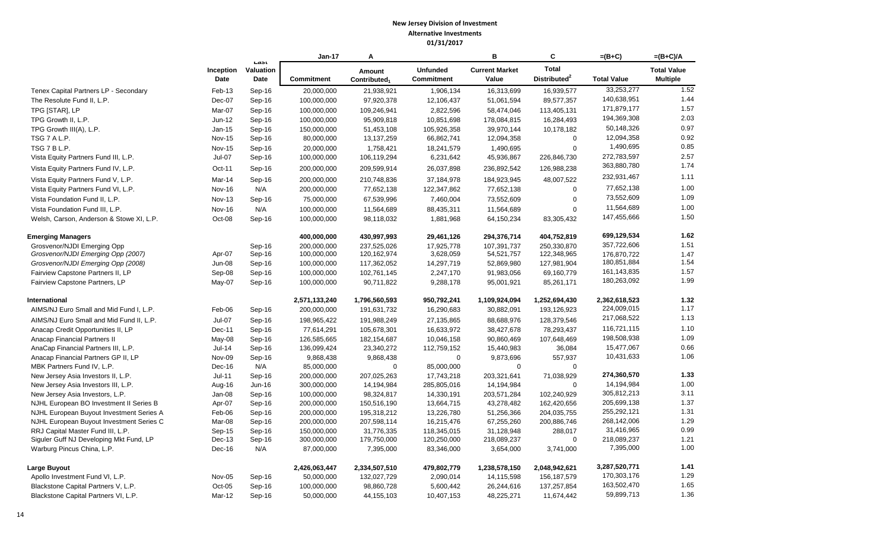**New Jersey Division of Investment**
**Alternative Investments**
**01/31/2017**

| | Inception Date | Last Valuation Date | Jan-17 Commitment | A Amount Contributed[1] | Unfunded Commitment | B Current Market Value | C Total Distributed[2] | =(B+C) Total Value | =(B+C)/A Total Value Multiple |
|---|---|---|---|---|---|---|---|---|---|
| Tenex Capital Partners LP - Secondary | Feb-13 | Sep-16 | 20,000,000 | 21,938,921 | 1,906,134 | 16,313,699 | 16,939,577 | 33,253,277 | 1.52 |
| The Resolute Fund II, L.P. | Dec-07 | Sep-16 | 100,000,000 | 97,920,378 | 12,106,437 | 51,061,594 | 89,577,357 | 140,638,951 | 1.44 |
| TPG [STAR], LP | Mar-07 | Sep-16 | 100,000,000 | 109,246,941 | 2,822,596 | 58,474,046 | 113,405,131 | 171,879,177 | 1.57 |
| TPG Growth II, L.P. | Jun-12 | Sep-16 | 100,000,000 | 95,909,818 | 10,851,698 | 178,084,815 | 16,284,493 | 194,369,308 | 2.03 |
| TPG Growth III(A), L.P. | Jan-15 | Sep-16 | 150,000,000 | 51,453,108 | 105,926,358 | 39,970,144 | 10,178,182 | 50,148,326 | 0.97 |
| TSG 7 A L.P. | Nov-15 | Sep-16 | 80,000,000 | 13,137,259 | 66,862,741 | 12,094,358 | 0 | 12,094,358 | 0.92 |
| TSG 7 B L.P. | Nov-15 | Sep-16 | 20,000,000 | 1,758,421 | 18,241,579 | 1,490,695 | 0 | 1,490,695 | 0.85 |
| Vista Equity Partners Fund III, L.P. | Jul-07 | Sep-16 | 100,000,000 | 106,119,294 | 6,231,642 | 45,936,867 | 226,846,730 | 272,783,597 | 2.57 |
| Vista Equity Partners Fund IV, L.P. | Oct-11 | Sep-16 | 200,000,000 | 209,599,914 | 26,037,898 | 236,892,542 | 126,988,238 | 363,880,780 | 1.74 |
| Vista Equity Partners Fund V, L.P. | Mar-14 | Sep-16 | 200,000,000 | 210,748,836 | 37,184,978 | 184,923,945 | 48,007,522 | 232,931,467 | 1.11 |
| Vista Equity Partners Fund VI, L.P. | Nov-16 | N/A | 200,000,000 | 77,652,138 | 122,347,862 | 77,652,138 | 0 | 77,652,138 | 1.00 |
| Vista Foundation Fund II, L.P. | Nov-13 | Sep-16 | 75,000,000 | 67,539,996 | 7,460,004 | 73,552,609 | 0 | 73,552,609 | 1.09 |
| Vista Foundation Fund III, L.P. | Nov-16 | N/A | 100,000,000 | 11,564,689 | 88,435,311 | 11,564,689 | 0 | 11,564,689 | 1.00 |
| Welsh, Carson, Anderson & Stowe XI, L.P. | Oct-08 | Sep-16 | 100,000,000 | 98,118,032 | 1,881,968 | 64,150,234 | 83,305,432 | 147,455,666 | 1.50 |
| **Emerging Managers** | | | **400,000,000** | **430,997,993** | **29,461,126** | **294,376,714** | **404,752,819** | **699,129,534** | **1.62** |
| Grosvenor/NJDI Emerging Opp | | Sep-16 | 200,000,000 | 237,525,026 | 17,925,778 | 107,391,737 | 250,330,870 | 357,722,606 | 1.51 |
| *Grosvenor/NJDI Emerging Opp (2007)* | Apr-07 | Sep-16 | 100,000,000 | 120,162,974 | 3,628,059 | 54,521,757 | 122,348,965 | 176,870,722 | 1.47 |
| *Grosvenor/NJDI Emerging Opp (2008)* | Jun-08 | Sep-16 | 100,000,000 | 117,362,052 | 14,297,719 | 52,869,980 | 127,981,904 | 180,851,884 | 1.54 |
| Fairview Capstone Partners II, LP | Sep-08 | Sep-16 | 100,000,000 | 102,761,145 | 2,247,170 | 91,983,056 | 69,160,779 | 161,143,835 | 1.57 |
| Fairview Capstone Partners, LP | May-07 | Sep-16 | 100,000,000 | 90,711,822 | 9,288,178 | 95,001,921 | 85,261,171 | 180,263,092 | 1.99 |
| **International** | | | **2,571,133,240** | **1,796,560,593** | **950,792,241** | **1,109,924,094** | **1,252,694,430** | **2,362,618,523** | **1.32** |
| AIMS/NJ Euro Small and Mid Fund I, L.P. | Feb-06 | Sep-16 | 200,000,000 | 191,631,732 | 16,290,683 | 30,882,091 | 193,126,923 | 224,009,015 | 1.17 |
| AIMS/NJ Euro Small and Mid Fund II, L.P. | Jul-07 | Sep-16 | 198,965,422 | 191,988,249 | 27,135,865 | 88,688,976 | 128,379,546 | 217,068,522 | 1.13 |
| Anacap Credit Opportunities II, LP | Dec-11 | Sep-16 | 77,614,291 | 105,678,301 | 16,633,972 | 38,427,678 | 78,293,437 | 116,721,115 | 1.10 |
| Anacap Financial Partners II | May-08 | Sep-16 | 126,585,665 | 182,154,687 | 10,046,158 | 90,860,469 | 107,648,469 | 198,508,938 | 1.09 |
| AnaCap Financial Partners III, L.P. | Jul-14 | Sep-16 | 136,099,424 | 23,340,272 | 112,759,152 | 15,440,983 | 36,084 | 15,477,067 | 0.66 |
| Anacap Financial Partners GP II, LP | Nov-09 | Sep-16 | 9,868,438 | 9,868,438 | 0 | 9,873,696 | 557,937 | 10,431,633 | 1.06 |
| MBK Partners Fund IV, L.P. | Dec-16 | N/A | 85,000,000 | 0 | 85,000,000 | 0 | 0 | | |
| New Jersey Asia Investors II, L.P. | Jul-11 | Sep-16 | 200,000,000 | 207,025,263 | 17,743,218 | 203,321,641 | 71,038,929 | 274,360,570 | 1.33 |
| New Jersey Asia Investors III, L.P. | Aug-16 | Jun-16 | 300,000,000 | 14,194,984 | 285,805,016 | 14,194,984 | 0 | 14,194,984 | 1.00 |
| New Jersey Asia Investors, L.P. | Jan-08 | Sep-16 | 100,000,000 | 98,324,817 | 14,330,191 | 203,571,284 | 102,240,929 | 305,812,213 | 3.11 |
| NJHL European BO Investment II Series B | Apr-07 | Sep-16 | 200,000,000 | 150,516,190 | 13,664,715 | 43,278,482 | 162,420,656 | 205,699,138 | 1.37 |
| NJHL European Buyout Investment Series A | Feb-06 | Sep-16 | 200,000,000 | 195,318,212 | 13,226,780 | 51,256,366 | 204,035,755 | 255,292,121 | 1.31 |
| NJHL European Buyout Investment Series C | Mar-08 | Sep-16 | 200,000,000 | 207,598,114 | 16,215,476 | 67,255,260 | 200,886,746 | 268,142,006 | 1.29 |
| RRJ Capital Master Fund III, L.P. | Sep-15 | Sep-16 | 150,000,000 | 31,776,335 | 118,345,015 | 31,128,948 | 288,017 | 31,416,965 | 0.99 |
| Siguler Guff NJ Developing Mkt Fund, LP | Dec-13 | Sep-16 | 300,000,000 | 179,750,000 | 120,250,000 | 218,089,237 | 0 | 218,089,237 | 1.21 |
| Warburg Pincus China, L.P. | Dec-16 | N/A | 87,000,000 | 7,395,000 | 83,346,000 | 3,654,000 | 3,741,000 | 7,395,000 | 1.00 |
| **Large Buyout** | | | **2,426,063,447** | **2,334,507,510** | **479,802,779** | **1,238,578,150** | **2,048,942,621** | **3,287,520,771** | **1.41** |
| Apollo Investment Fund VI, L.P. | Nov-05 | Sep-16 | 50,000,000 | 132,027,729 | 2,090,014 | 14,115,598 | 156,187,579 | 170,303,176 | 1.29 |
| Blackstone Capital Partners V, L.P. | Oct-05 | Sep-16 | 100,000,000 | 98,860,728 | 5,600,442 | 26,244,616 | 137,257,854 | 163,502,470 | 1.65 |
| Blackstone Capital Partners VI, L.P. | Mar-12 | Sep-16 | 50,000,000 | 44,155,103 | 10,407,153 | 48,225,271 | 11,674,442 | 59,899,713 | 1.36 |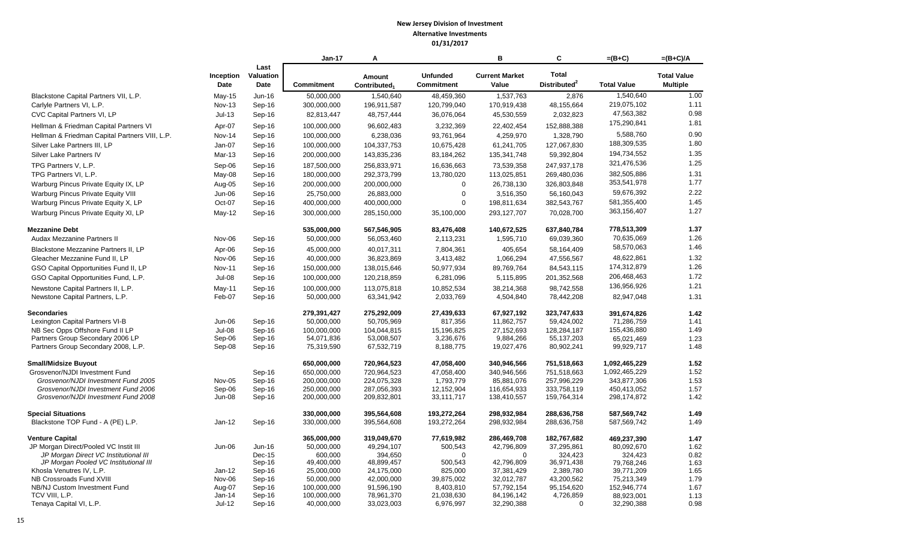**New Jersey Division of Investment**
**Alternative Investments**
**01/31/2017**

| | Inception Date | Last Valuation Date | Jan-17 Commitment | A Amount Contributed[1] | Unfunded Commitment | B Current Market Value | C Total Distributed[2] | =(B+C) Total Value | =(B+C)/A Total Value Multiple |
|---|---|---|---|---|---|---|---|---|---|
| Blackstone Capital Partners VII, L.P. | May-15 | Jun-16 | 50,000,000 | 1,540,640 | 48,459,360 | 1,537,763 | 2,876 | 1,540,640 | 1.00 |
| Carlyle Partners VI, L.P. | Nov-13 | Sep-16 | 300,000,000 | 196,911,587 | 120,799,040 | 170,919,438 | 48,155,664 | 219,075,102 | 1.11 |
| CVC Capital Partners VI, LP | Jul-13 | Sep-16 | 82,813,447 | 48,757,444 | 36,076,064 | 45,530,559 | 2,032,823 | 47,563,382 | 0.98 |
| Hellman & Friedman Capital Partners VI | Apr-07 | Sep-16 | 100,000,000 | 96,602,483 | 3,232,369 | 22,402,454 | 152,888,388 | 175,290,841 | 1.81 |
| Hellman & Friedman Capital Partners VIII, L.P. | Nov-14 | Sep-16 | 100,000,000 | 6,238,036 | 93,761,964 | 4,259,970 | 1,328,790 | 5,588,760 | 0.90 |
| Silver Lake Partners III, LP | Jan-07 | Sep-16 | 100,000,000 | 104,337,753 | 10,675,428 | 61,241,705 | 127,067,830 | 188,309,535 | 1.80 |
| Silver Lake Partners IV | Mar-13 | Sep-16 | 200,000,000 | 143,835,236 | 83,184,262 | 135,341,748 | 59,392,804 | 194,734,552 | 1.35 |
| TPG Partners V, L.P. | Sep-06 | Sep-16 | 187,500,000 | 256,833,971 | 16,636,663 | 73,539,358 | 247,937,178 | 321,476,536 | 1.25 |
| TPG Partners VI, L.P. | May-08 | Sep-16 | 180,000,000 | 292,373,799 | 13,780,020 | 113,025,851 | 269,480,036 | 382,505,886 | 1.31 |
| Warburg Pincus Private Equity IX, LP | Aug-05 | Sep-16 | 200,000,000 | 200,000,000 | 0 | 26,738,130 | 326,803,848 | 353,541,978 | 1.77 |
| Warburg Pincus Private Equity VIII | Jun-06 | Sep-16 | 25,750,000 | 26,883,000 | 0 | 3,516,350 | 56,160,043 | 59,676,392 | 2.22 |
| Warburg Pincus Private Equity X, LP | Oct-07 | Sep-16 | 400,000,000 | 400,000,000 | 0 | 198,811,634 | 382,543,767 | 581,355,400 | 1.45 |
| Warburg Pincus Private Equity XI, LP | May-12 | Sep-16 | 300,000,000 | 285,150,000 | 35,100,000 | 293,127,707 | 70,028,700 | 363,156,407 | 1.27 |
| **Mezzanine Debt** | | | **535,000,000** | **567,546,905** | **83,476,408** | **140,672,525** | **637,840,784** | **778,513,309** | **1.37** |
| Audax Mezzanine Partners II | Nov-06 | Sep-16 | 50,000,000 | 56,053,460 | 2,113,231 | 1,595,710 | 69,039,360 | 70,635,069 | 1.26 |
| Blackstone Mezzanine Partners II, LP | Apr-06 | Sep-16 | 45,000,000 | 40,017,311 | 7,804,361 | 405,654 | 58,164,409 | 58,570,063 | 1.46 |
| Gleacher Mezzanine Fund II, LP | Nov-06 | Sep-16 | 40,000,000 | 36,823,869 | 3,413,482 | 1,066,294 | 47,556,567 | 48,622,861 | 1.32 |
| GSO Capital Opportunities Fund II, LP | Nov-11 | Sep-16 | 150,000,000 | 138,015,646 | 50,977,934 | 89,769,764 | 84,543,115 | 174,312,879 | 1.26 |
| GSO Capital Opportunities Fund, L.P. | Jul-08 | Sep-16 | 100,000,000 | 120,218,859 | 6,281,096 | 5,115,895 | 201,352,568 | 206,468,463 | 1.72 |
| Newstone Capital Partners II, L.P. | May-11 | Sep-16 | 100,000,000 | 113,075,818 | 10,852,534 | 38,214,368 | 98,742,558 | 136,956,926 | 1.21 |
| Newstone Capital Partners, L.P. | Feb-07 | Sep-16 | 50,000,000 | 63,341,942 | 2,033,769 | 4,504,840 | 78,442,208 | 82,947,048 | 1.31 |
| **Secondaries** | | | **279,391,427** | **275,292,009** | **27,439,633** | **67,927,192** | **323,747,633** | **391,674,826** | **1.42** |
| Lexington Capital Partners VI-B | Jun-06 | Sep-16 | 50,000,000 | 50,705,969 | 817,356 | 11,862,757 | 59,424,002 | 71,286,759 | 1.41 |
| NB Sec Opps Offshore Fund II LP | Jul-08 | Sep-16 | 100,000,000 | 104,044,815 | 15,196,825 | 27,152,693 | 128,284,187 | 155,436,880 | 1.49 |
| Partners Group Secondary 2006 LP | Sep-06 | Sep-16 | 54,071,836 | 53,008,507 | 3,236,676 | 9,884,266 | 55,137,203 | 65,021,469 | 1.23 |
| Partners Group Secondary 2008, L.P. | Sep-08 | Sep-16 | 75,319,590 | 67,532,719 | 8,188,775 | 19,027,476 | 80,902,241 | 99,929,717 | 1.48 |
| **Small/Midsize Buyout** | | | **650,000,000** | **720,964,523** | **47,058,400** | **340,946,566** | **751,518,663** | **1,092,465,229** | **1.52** |
| Grosvenor/NJDI Investment Fund | | Sep-16 | 650,000,000 | 720,964,523 | 47,058,400 | 340,946,566 | 751,518,663 | 1,092,465,229 | 1.52 |
| *Grosvenor/NJDI Investment Fund 2005* | Nov-05 | Sep-16 | 200,000,000 | 224,075,328 | 1,793,779 | 85,881,076 | 257,996,229 | 343,877,306 | 1.53 |
| *Grosvenor/NJDI Investment Fund 2006* | Sep-06 | Sep-16 | 250,000,000 | 287,056,393 | 12,152,904 | 116,654,933 | 333,758,119 | 450,413,052 | 1.57 |
| *Grosvenor/NJDI Investment Fund 2008* | Jun-08 | Sep-16 | 200,000,000 | 209,832,801 | 33,111,717 | 138,410,557 | 159,764,314 | 298,174,872 | 1.42 |
| **Special Situations** | | | **330,000,000** | **395,564,608** | **193,272,264** | **298,932,984** | **288,636,758** | **587,569,742** | **1.49** |
| Blackstone TOP Fund - A (PE) L.P. | Jan-12 | Sep-16 | 330,000,000 | 395,564,608 | 193,272,264 | 298,932,984 | 288,636,758 | 587,569,742 | 1.49 |
| **Venture Capital** | | | **365,000,000** | **319,049,670** | **77,619,982** | **286,469,708** | **182,767,682** | **469,237,390** | **1.47** |
| JP Morgan Direct/Pooled VC Instit III | Jun-06 | Jun-16 | 50,000,000 | 49,294,107 | 500,543 | 42,796,809 | 37,295,861 | 80,092,670 | 1.62 |
| *JP Morgan Direct VC Institutional III* | | Dec-15 | 600,000 | 394,650 | 0 | 0 | 324,423 | 324,423 | 0.82 |
| *JP Morgan Pooled VC Institutional III* | | Sep-16 | 49,400,000 | 48,899,457 | 500,543 | 42,796,809 | 36,971,438 | 79,768,246 | 1.63 |
| Khosla Venutres IV, L.P. | Jan-12 | Sep-16 | 25,000,000 | 24,175,000 | 825,000 | 37,381,429 | 2,389,780 | 39,771,209 | 1.65 |
| NB Crossroads Fund XVIII | Nov-06 | Sep-16 | 50,000,000 | 42,000,000 | 39,875,002 | 32,012,787 | 43,200,562 | 75,213,349 | 1.79 |
| NB/NJ Custom Investment Fund | Aug-07 | Sep-16 | 100,000,000 | 91,596,190 | 8,403,810 | 57,792,154 | 95,154,620 | 152,946,774 | 1.67 |
| TCV VIII, L.P. | Jan-14 | Sep-16 | 100,000,000 | 78,961,370 | 21,038,630 | 84,196,142 | 4,726,859 | 88,923,001 | 1.13 |
| Tenaya Capital VI, L.P. | Jul-12 | Sep-16 | 40,000,000 | 33,023,003 | 6,976,997 | 32,290,388 | 0 | 32,290,388 | 0.98 |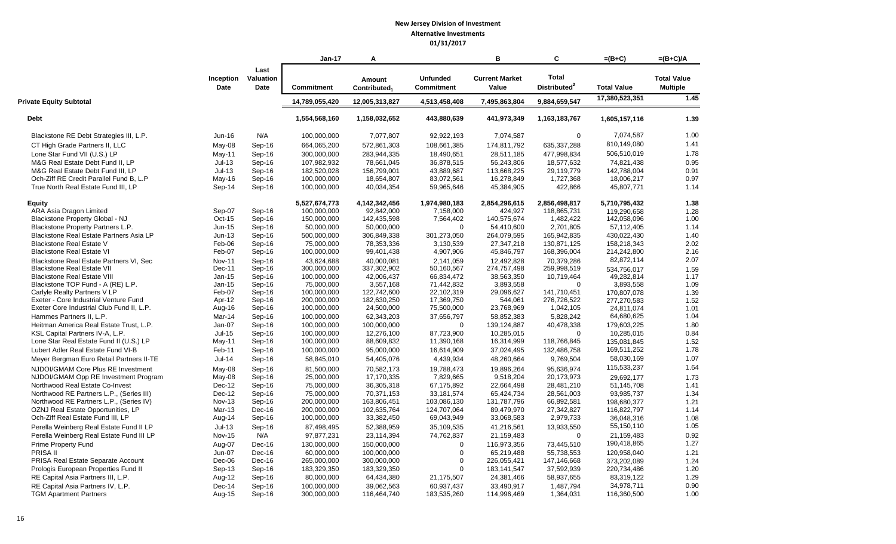**New Jersey Division of Investment**
**Alternative Investments**
**01/31/2017**

| | Inception Date | Last Valuation Date | Jan-17 Commitment | A Amount Contributed[1] | Unfunded Commitment | B Current Market Value | C Total Distributed[2] | =(B+C) Total Value | =(B+C)/A Total Value Multiple |
|---|---|---|---|---|---|---|---|---|---|
| **Private Equity Subtotal** | | | 14,789,055,420 | 12,005,313,827 | 4,513,458,408 | 7,495,863,804 | 9,884,659,547 | 17,380,523,351 | 1.45 |
| **Debt** | | | 1,554,568,160 | 1,158,032,652 | 443,880,639 | 441,973,349 | 1,163,183,767 | 1,605,157,116 | 1.39 |
| Blackstone RE Debt Strategies III, L.P. | Jun-16 | N/A | 100,000,000 | 7,077,807 | 92,922,193 | 7,074,587 | 0 | 7,074,587 | 1.00 |
| CT High Grade Partners II, LLC | May-08 | Sep-16 | 664,065,200 | 572,861,303 | 108,661,385 | 174,811,792 | 635,337,288 | 810,149,080 | 1.41 |
| Lone Star Fund VII (U.S.) LP | May-11 | Sep-16 | 300,000,000 | 283,944,335 | 18,490,651 | 28,511,185 | 477,998,834 | 506,510,019 | 1.78 |
| M&G Real Estate Debt Fund II, LP | Jul-13 | Sep-16 | 107,982,932 | 78,661,045 | 36,878,515 | 56,243,806 | 18,577,632 | 74,821,438 | 0.95 |
| M&G Real Estate Debt Fund III, LP | Jul-13 | Sep-16 | 182,520,028 | 156,799,001 | 43,889,687 | 113,668,225 | 29,119,779 | 142,788,004 | 0.91 |
| Och-Ziff RE Credit Parallel Fund B, L.P | May-16 | Sep-16 | 100,000,000 | 18,654,807 | 83,072,561 | 16,278,849 | 1,727,368 | 18,006,217 | 0.97 |
| True North Real Estate Fund III, LP | Sep-14 | Sep-16 | 100,000,000 | 40,034,354 | 59,965,646 | 45,384,905 | 422,866 | 45,807,771 | 1.14 |
| **Equity** | | | 5,527,674,773 | 4,142,342,456 | 1,974,980,183 | 2,854,296,615 | 2,856,498,817 | 5,710,795,432 | 1.38 |
| ARA Asia Dragon Limited | Sep-07 | Sep-16 | 100,000,000 | 92,842,000 | 7,158,000 | 424,927 | 118,865,731 | 119,290,658 | 1.28 |
| Blackstone Property Global - NJ | Oct-15 | Sep-16 | 150,000,000 | 142,435,598 | 7,564,402 | 140,575,674 | 1,482,422 | 142,058,096 | 1.00 |
| Blackstone Property Partners L.P. | Jun-15 | Sep-16 | 50,000,000 | 50,000,000 | 0 | 54,410,600 | 2,701,805 | 57,112,405 | 1.14 |
| Blackstone Real Estate Partners Asia LP | Jun-13 | Sep-16 | 500,000,000 | 306,849,338 | 301,273,050 | 264,079,595 | 165,942,835 | 430,022,430 | 1.40 |
| Blackstone Real Estate V | Feb-06 | Sep-16 | 75,000,000 | 78,353,336 | 3,130,539 | 27,347,218 | 130,871,125 | 158,218,343 | 2.02 |
| Blackstone Real Estate VI | Feb-07 | Sep-16 | 100,000,000 | 99,401,438 | 4,907,906 | 45,846,797 | 168,396,004 | 214,242,800 | 2.16 |
| Blackstone Real Estate Partners VI, Sec | Nov-11 | Sep-16 | 43,624,688 | 40,000,081 | 2,141,059 | 12,492,828 | 70,379,286 | 82,872,114 | 2.07 |
| Blackstone Real Estate VII | Dec-11 | Sep-16 | 300,000,000 | 337,302,902 | 50,160,567 | 274,757,498 | 259,998,519 | 534,756,017 | 1.59 |
| Blackstone Real Estate VIII | Jan-15 | Sep-16 | 100,000,000 | 42,006,437 | 66,834,472 | 38,563,350 | 10,719,464 | 49,282,814 | 1.17 |
| Blackstone TOP Fund - A (RE) L.P. | Jan-15 | Sep-16 | 75,000,000 | 3,557,168 | 71,442,832 | 3,893,558 | 0 | 3,893,558 | 1.09 |
| Carlyle Realty Partners V LP | Feb-07 | Sep-16 | 100,000,000 | 122,742,600 | 22,102,319 | 29,096,627 | 141,710,451 | 170,807,078 | 1.39 |
| Exeter - Core Industrial Venture Fund | Apr-12 | Sep-16 | 200,000,000 | 182,630,250 | 17,369,750 | 544,061 | 276,726,522 | 277,270,583 | 1.52 |
| Exeter Core Industrial Club Fund II, L.P. | Aug-16 | Sep-16 | 100,000,000 | 24,500,000 | 75,500,000 | 23,768,969 | 1,042,105 | 24,811,074 | 1.01 |
| Hammes Partners II, L.P. | Mar-14 | Sep-16 | 100,000,000 | 62,343,203 | 37,656,797 | 58,852,383 | 5,828,242 | 64,680,625 | 1.04 |
| Heitman America Real Estate Trust, L.P. | Jan-07 | Sep-16 | 100,000,000 | 100,000,000 | 0 | 139,124,887 | 40,478,338 | 179,603,225 | 1.80 |
| KSL Capital Partners IV-A, L.P. | Jul-15 | Sep-16 | 100,000,000 | 12,276,100 | 87,723,900 | 10,285,015 | 0 | 10,285,015 | 0.84 |
| Lone Star Real Estate Fund II (U.S.) LP | May-11 | Sep-16 | 100,000,000 | 88,609,832 | 11,390,168 | 16,314,999 | 118,766,845 | 135,081,845 | 1.52 |
| Lubert Adler Real Estate Fund VI-B | Feb-11 | Sep-16 | 100,000,000 | 95,000,000 | 16,614,909 | 37,024,495 | 132,486,758 | 169,511,252 | 1.78 |
| Meyer Bergman Euro Retail Partners II-TE | Jul-14 | Sep-16 | 58,845,010 | 54,405,076 | 4,439,934 | 48,260,664 | 9,769,504 | 58,030,169 | 1.07 |
| NJDOI/GMAM Core Plus RE Investment | May-08 | Sep-16 | 81,500,000 | 70,582,173 | 19,788,473 | 19,896,264 | 95,636,974 | 115,533,237 | 1.64 |
| NJDOI/GMAM Opp RE Investment Program | May-08 | Sep-16 | 25,000,000 | 17,170,335 | 7,829,665 | 9,518,204 | 20,173,973 | 29,692,177 | 1.73 |
| Northwood Real Estate Co-Invest | Dec-12 | Sep-16 | 75,000,000 | 36,305,318 | 67,175,892 | 22,664,498 | 28,481,210 | 51,145,708 | 1.41 |
| Northwood RE Partners L.P., (Series III) | Dec-12 | Sep-16 | 75,000,000 | 70,371,153 | 33,181,574 | 65,424,734 | 28,561,003 | 93,985,737 | 1.34 |
| Northwood RE Partners L.P., (Series IV) | Nov-13 | Sep-16 | 200,000,000 | 163,806,451 | 103,086,130 | 131,787,796 | 66,892,581 | 198,680,377 | 1.21 |
| OZNJ Real Estate Opportunities, LP | Mar-13 | Dec-16 | 200,000,000 | 102,635,764 | 124,707,064 | 89,479,970 | 27,342,827 | 116,822,797 | 1.14 |
| Och-Ziff Real Estate Fund III, LP | Aug-14 | Sep-16 | 100,000,000 | 33,382,450 | 69,043,949 | 33,068,583 | 2,979,733 | 36,048,316 | 1.08 |
| Perella Weinberg Real Estate Fund II LP | Jul-13 | Sep-16 | 87,498,495 | 52,388,959 | 35,109,535 | 41,216,561 | 13,933,550 | 55,150,110 | 1.05 |
| Perella Weinberg Real Estate Fund III LP | Nov-15 | N/A | 97,877,231 | 23,114,394 | 74,762,837 | 21,159,483 | 0 | 21,159,483 | 0.92 |
| Prime Property Fund | Aug-07 | Dec-16 | 130,000,000 | 150,000,000 | 0 | 116,973,356 | 73,445,510 | 190,418,865 | 1.27 |
| PRISA II | Jun-07 | Dec-16 | 60,000,000 | 100,000,000 | 0 | 65,219,488 | 55,738,553 | 120,958,040 | 1.21 |
| PRISA Real Estate Separate Account | Dec-06 | Dec-16 | 265,000,000 | 300,000,000 | 0 | 226,055,421 | 147,146,668 | 373,202,089 | 1.24 |
| Prologis European Properties Fund II | Sep-13 | Sep-16 | 183,329,350 | 183,329,350 | 0 | 183,141,547 | 37,592,939 | 220,734,486 | 1.20 |
| RE Capital Asia Partners III, L.P. | Aug-12 | Sep-16 | 80,000,000 | 64,434,380 | 21,175,507 | 24,381,466 | 58,937,655 | 83,319,122 | 1.29 |
| RE Capital Asia Partners IV, L.P. | Dec-14 | Sep-16 | 100,000,000 | 39,062,563 | 60,937,437 | 33,490,917 | 1,487,794 | 34,978,711 | 0.90 |
| TGM Apartment Partners | Aug-15 | Sep-16 | 300,000,000 | 116,464,740 | 183,535,260 | 114,996,469 | 1,364,031 | 116,360,500 | 1.00 |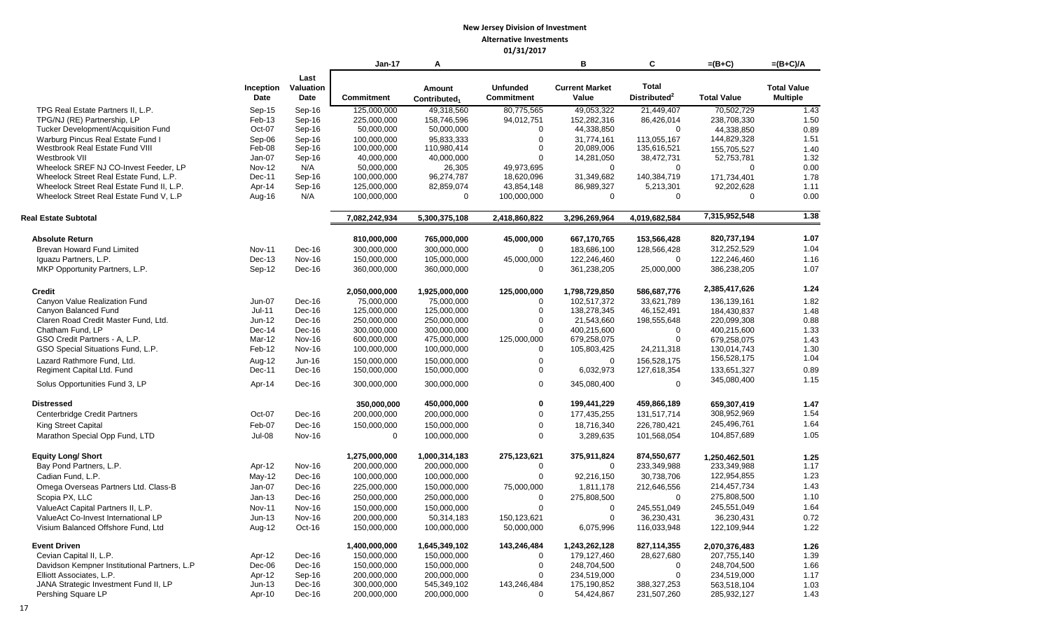**New Jersey Division of Investment**
**Alternative Investments**
**01/31/2017**

| | Inception Date | Last Valuation Date | Jan-17 Commitment | A Amount Contributed[1] | Unfunded Commitment | B Current Market Value | C Total Distributed[2] | =(B+C) Total Value | =(B+C)/A Total Value Multiple |
|---|---|---|---|---|---|---|---|---|---|
| TPG Real Estate Partners II, L.P. | Sep-15 | Sep-16 | 125,000,000 | 49,318,560 | 80,775,565 | 49,053,322 | 21,449,407 | 70,502,729 | 1.43 |
| TPG/NJ (RE) Partnership, LP | Feb-13 | Sep-16 | 225,000,000 | 158,746,596 | 94,012,751 | 152,282,316 | 86,426,014 | 238,708,330 | 1.50 |
| Tucker Development/Acquisition Fund | Oct-07 | Sep-16 | 50,000,000 | 50,000,000 | 0 | 44,338,850 | 0 | 44,338,850 | 0.89 |
| Warburg Pincus Real Estate Fund I | Sep-06 | Sep-16 | 100,000,000 | 95,833,333 | 0 | 31,774,161 | 113,055,167 | 144,829,328 | 1.51 |
| Westbrook Real Estate Fund VIII | Feb-08 | Sep-16 | 100,000,000 | 110,980,414 | 0 | 20,089,006 | 135,616,521 | 155,705,527 | 1.40 |
| Westbrook VII | Jan-07 | Sep-16 | 40,000,000 | 40,000,000 | 0 | 14,281,050 | 38,472,731 | 52,753,781 | 1.32 |
| Wheelock SREF NJ CO-Invest Feeder, LP | Nov-12 | N/A | 50,000,000 | 26,305 | 49,973,695 | 0 | 0 | 0 | 0.00 |
| Wheelock Street Real Estate Fund, L.P. | Dec-11 | Sep-16 | 100,000,000 | 96,274,787 | 18,620,096 | 31,349,682 | 140,384,719 | 171,734,401 | 1.78 |
| Wheelock Street Real Estate Fund II, L.P. | Apr-14 | Sep-16 | 125,000,000 | 82,859,074 | 43,854,148 | 86,989,327 | 5,213,301 | 92,202,628 | 1.11 |
| Wheelock Street Real Estate Fund V, L.P | Aug-16 | N/A | 100,000,000 | 0 | 100,000,000 | 0 | 0 | 0 | 0.00 |
| **Real Estate Subtotal** | | | 7,082,242,934 | 5,300,375,108 | 2,418,860,822 | 3,296,269,964 | 4,019,682,584 | 7,315,952,548 | 1.38 |
| **Absolute Return** | | | **810,000,000** | **765,000,000** | **45,000,000** | **667,170,765** | **153,566,428** | **820,737,194** | **1.07** |
| Brevan Howard Fund Limited | Nov-11 | Dec-16 | 300,000,000 | 300,000,000 | 0 | 183,686,100 | 128,566,428 | 312,252,529 | 1.04 |
| Iguazu Partners, L.P. | Dec-13 | Nov-16 | 150,000,000 | 105,000,000 | 45,000,000 | 122,246,460 | 0 | 122,246,460 | 1.16 |
| MKP Opportunity Partners, L.P. | Sep-12 | Dec-16 | 360,000,000 | 360,000,000 | 0 | 361,238,205 | 25,000,000 | 386,238,205 | 1.07 |
| **Credit** | | | **2,050,000,000** | **1,925,000,000** | **125,000,000** | **1,798,729,850** | **586,687,776** | **2,385,417,626** | **1.24** |
| Canyon Value Realization Fund | Jun-07 | Dec-16 | 75,000,000 | 75,000,000 | 0 | 102,517,372 | 33,621,789 | 136,139,161 | 1.82 |
| Canyon Balanced Fund | Jul-11 | Dec-16 | 125,000,000 | 125,000,000 | 0 | 138,278,345 | 46,152,491 | 184,430,837 | 1.48 |
| Claren Road Credit Master Fund, Ltd. | Jun-12 | Dec-16 | 250,000,000 | 250,000,000 | 0 | 21,543,660 | 198,555,648 | 220,099,308 | 0.88 |
| Chatham Fund, LP | Dec-14 | Dec-16 | 300,000,000 | 300,000,000 | 0 | 400,215,600 | 0 | 400,215,600 | 1.33 |
| GSO Credit Partners - A, L.P. | Mar-12 | Nov-16 | 600,000,000 | 475,000,000 | 125,000,000 | 679,258,075 | 0 | 679,258,075 | 1.43 |
| GSO Special Situations Fund, L.P. | Feb-12 | Nov-16 | 100,000,000 | 100,000,000 | 0 | 105,803,425 | 24,211,318 | 130,014,743 | 1.30 |
| Lazard Rathmore Fund, Ltd. | Aug-12 | Jun-16 | 150,000,000 | 150,000,000 | 0 | 0 | 156,528,175 | 156,528,175 | 1.04 |
| Regiment Capital Ltd. Fund | Dec-11 | Dec-16 | 150,000,000 | 150,000,000 | 0 | 6,032,973 | 127,618,354 | 133,651,327 | 0.89 |
| Solus Opportunities Fund 3, LP | Apr-14 | Dec-16 | 300,000,000 | 300,000,000 | 0 | 345,080,400 | 0 | 345,080,400 | 1.15 |
| **Distressed** | | | **350,000,000** | **450,000,000** | **0** | **199,441,229** | **459,866,189** | **659,307,419** | **1.47** |
| Centerbridge Credit Partners | Oct-07 | Dec-16 | 200,000,000 | 200,000,000 | 0 | 177,435,255 | 131,517,714 | 308,952,969 | 1.54 |
| King Street Capital | Feb-07 | Dec-16 | 150,000,000 | 150,000,000 | 0 | 18,716,340 | 226,780,421 | 245,496,761 | 1.64 |
| Marathon Special Opp Fund, LTD | Jul-08 | Nov-16 | 0 | 100,000,000 | 0 | 3,289,635 | 101,568,054 | 104,857,689 | 1.05 |
| **Equity Long/ Short** | | | **1,275,000,000** | **1,000,314,183** | **275,123,621** | **375,911,824** | **874,550,677** | **1,250,462,501** | **1.25** |
| Bay Pond Partners, L.P. | Apr-12 | Nov-16 | 200,000,000 | 200,000,000 | 0 | 0 | 233,349,988 | 233,349,988 | 1.17 |
| Cadian Fund, L.P. | May-12 | Dec-16 | 100,000,000 | 100,000,000 | 0 | 92,216,150 | 30,738,706 | 122,954,855 | 1.23 |
| Omega Overseas Partners Ltd. Class-B | Jan-07 | Dec-16 | 225,000,000 | 150,000,000 | 75,000,000 | 1,811,178 | 212,646,556 | 214,457,734 | 1.43 |
| Scopia PX, LLC | Jan-13 | Dec-16 | 250,000,000 | 250,000,000 | 0 | 275,808,500 | 0 | 275,808,500 | 1.10 |
| ValueAct Capital Partners II, L.P. | Nov-11 | Nov-16 | 150,000,000 | 150,000,000 | 0 | 0 | 245,551,049 | 245,551,049 | 1.64 |
| ValueAct Co-Invest International LP | Jun-13 | Nov-16 | 200,000,000 | 50,314,183 | 150,123,621 | 0 | 36,230,431 | 36,230,431 | 0.72 |
| Visium Balanced Offshore Fund, Ltd | Aug-12 | Oct-16 | 150,000,000 | 100,000,000 | 50,000,000 | 6,075,996 | 116,033,948 | 122,109,944 | 1.22 |
| **Event Driven** | | | **1,400,000,000** | **1,645,349,102** | **143,246,484** | **1,243,262,128** | **827,114,355** | **2,070,376,483** | **1.26** |
| Cevian Capital II, L.P. | Apr-12 | Dec-16 | 150,000,000 | 150,000,000 | 0 | 179,127,460 | 28,627,680 | 207,755,140 | 1.39 |
| Davidson Kempner Institutional Partners, L.P | Dec-06 | Dec-16 | 150,000,000 | 150,000,000 | 0 | 248,704,500 | 0 | 248,704,500 | 1.66 |
| Elliott Associates, L.P. | Apr-12 | Sep-16 | 200,000,000 | 200,000,000 | 0 | 234,519,000 | 0 | 234,519,000 | 1.17 |
| JANA Strategic Investment Fund II, LP | Jun-13 | Dec-16 | 300,000,000 | 545,349,102 | 143,246,484 | 175,190,852 | 388,327,253 | 563,518,104 | 1.03 |
| Pershing Square LP | Apr-10 | Dec-16 | 200,000,000 | 200,000,000 | 0 | 54,424,867 | 231,507,260 | 285,932,127 | 1.43 |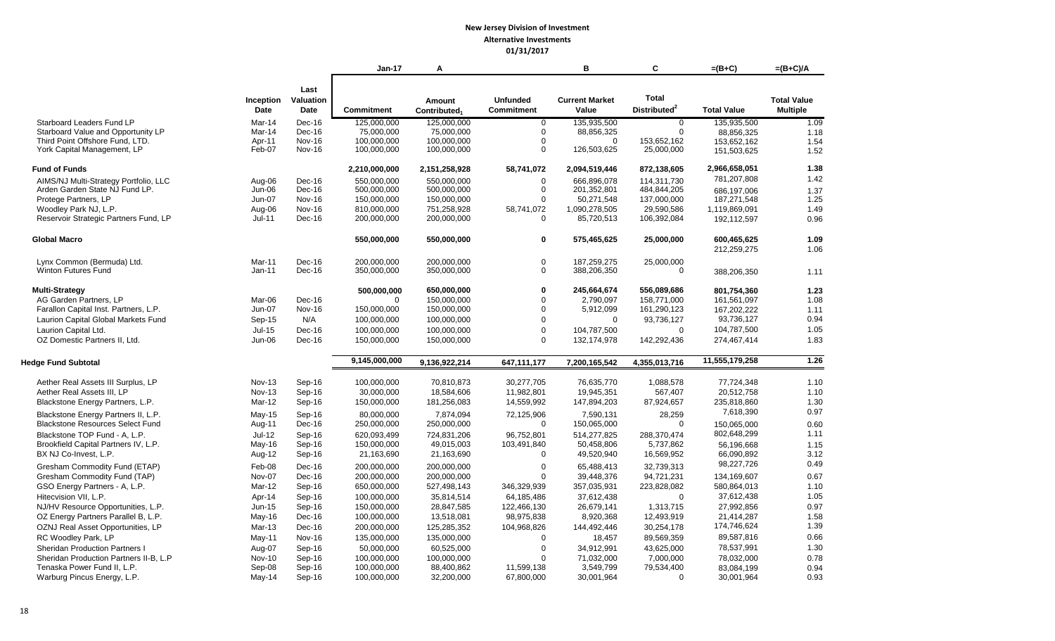**New Jersey Division of Investment**
**Alternative Investments**
**01/31/2017**

| | Inception Date | Last Valuation Date | Jan-17 Commitment | A Amount Contributed[1] | Unfunded Commitment | B Current Market Value | C Total Distributed[2] | =(B+C) Total Value | =(B+C)/A Total Value Multiple |
|---|---|---|---|---|---|---|---|---|---|
| Starboard Leaders Fund LP | Mar-14 | Dec-16 | 125,000,000 | 125,000,000 | 0 | 135,935,500 | 0 | 135,935,500 | 1.09 |
| Starboard Value and Opportunity LP | Mar-14 | Dec-16 | 75,000,000 | 75,000,000 | 0 | 88,856,325 | 0 | 88,856,325 | 1.18 |
| Third Point Offshore Fund, LTD. | Apr-11 | Nov-16 | 100,000,000 | 100,000,000 | 0 | 0 | 153,652,162 | 153,652,162 | 1.54 |
| York Capital Management, LP | Feb-07 | Nov-16 | 100,000,000 | 100,000,000 | 0 | 126,503,625 | 25,000,000 | 151,503,625 | 1.52 |
| **Fund of Funds** | | | **2,210,000,000** | **2,151,258,928** | **58,741,072** | **2,094,519,446** | **872,138,605** | **2,966,658,051** | **1.38** |
| AIMS/NJ Multi-Strategy Portfolio, LLC | Aug-06 | Dec-16 | 550,000,000 | 550,000,000 | 0 | 666,896,078 | 114,311,730 | 781,207,808 | 1.42 |
| Arden Garden State NJ Fund LP. | Jun-06 | Dec-16 | 500,000,000 | 500,000,000 | 0 | 201,352,801 | 484,844,205 | 686,197,006 | 1.37 |
| Protege Partners, LP | Jun-07 | Nov-16 | 150,000,000 | 150,000,000 | 0 | 50,271,548 | 137,000,000 | 187,271,548 | 1.25 |
| Woodley Park NJ, L.P. | Aug-06 | Nov-16 | 810,000,000 | 751,258,928 | 58,741,072 | 1,090,278,505 | 29,590,586 | 1,119,869,091 | 1.49 |
| Reservoir Strategic Partners Fund, LP | Jul-11 | Dec-16 | 200,000,000 | 200,000,000 | 0 | 85,720,513 | 106,392,084 | 192,112,597 | 0.96 |
| **Global Macro** | | | **550,000,000** | **550,000,000** | **0** | **575,465,625** | **25,000,000** | **600,465,625** | **1.09** |
| Lynx Common (Bermuda) Ltd. | Mar-11 | Dec-16 | 200,000,000 | 200,000,000 | 0 | 187,259,275 | 25,000,000 | 212,259,275 | 1.06 |
| Winton Futures Fund | Jan-11 | Dec-16 | 350,000,000 | 350,000,000 | 0 | 388,206,350 | 0 | 388,206,350 | 1.11 |
| **Multi-Strategy** | | | **500,000,000** | **650,000,000** | **0** | **245,664,674** | **556,089,686** | **801,754,360** | **1.23** |
| AG Garden Partners, LP | Mar-06 | Dec-16 | 0 | 150,000,000 | 0 | 2,790,097 | 158,771,000 | 161,561,097 | 1.08 |
| Farallon Capital Inst. Partners, L.P. | Jun-07 | Nov-16 | 150,000,000 | 150,000,000 | 0 | 5,912,099 | 161,290,123 | 167,202,222 | 1.11 |
| Laurion Capital Global Markets Fund | Sep-15 | N/A | 100,000,000 | 100,000,000 | 0 | 0 | 93,736,127 | 93,736,127 | 0.94 |
| Laurion Capital Ltd. | Jul-15 | Dec-16 | 100,000,000 | 100,000,000 | 0 | 104,787,500 | 0 | 104,787,500 | 1.05 |
| OZ Domestic Partners II, Ltd. | Jun-06 | Dec-16 | 150,000,000 | 150,000,000 | 0 | 132,174,978 | 142,292,436 | 274,467,414 | 1.83 |
| **Hedge Fund Subtotal** | | | **9,145,000,000** | **9,136,922,214** | **647,111,177** | **7,200,165,542** | **4,355,013,716** | **11,555,179,258** | **1.26** |
| Aether Real Assets III Surplus, LP | Nov-13 | Sep-16 | 100,000,000 | 70,810,873 | 30,277,705 | 76,635,770 | 1,088,578 | 77,724,348 | 1.10 |
| Aether Real Assets III, LP | Nov-13 | Sep-16 | 30,000,000 | 18,584,606 | 11,982,801 | 19,945,351 | 567,407 | 20,512,758 | 1.10 |
| Blackstone Energy Partners, L.P. | Mar-12 | Sep-16 | 150,000,000 | 181,256,083 | 14,559,992 | 147,894,203 | 87,924,657 | 235,818,860 | 1.30 |
| Blackstone Energy Partners II, L.P. | May-15 | Sep-16 | 80,000,000 | 7,874,094 | 72,125,906 | 7,590,131 | 28,259 | 7,618,390 | 0.97 |
| Blackstone Resources Select Fund | Aug-11 | Dec-16 | 250,000,000 | 250,000,000 | 0 | 150,065,000 | 0 | 150,065,000 | 0.60 |
| Blackstone TOP Fund - A, L.P. | Jul-12 | Sep-16 | 620,093,499 | 724,831,206 | 96,752,801 | 514,277,825 | 288,370,474 | 802,648,299 | 1.11 |
| Brookfield Capital Partners IV, L.P. | May-16 | Sep-16 | 150,000,000 | 49,015,003 | 103,491,840 | 50,458,806 | 5,737,862 | 56,196,668 | 1.15 |
| BX NJ Co-Invest, L.P. | Aug-12 | Sep-16 | 21,163,690 | 21,163,690 | 0 | 49,520,940 | 16,569,952 | 66,090,892 | 3.12 |
| Gresham Commodity Fund (ETAP) | Feb-08 | Dec-16 | 200,000,000 | 200,000,000 | 0 | 65,488,413 | 32,739,313 | 98,227,726 | 0.49 |
| Gresham Commodity Fund (TAP) | Nov-07 | Dec-16 | 200,000,000 | 200,000,000 | 0 | 39,448,376 | 94,721,231 | 134,169,607 | 0.67 |
| GSO Energy Partners - A, L.P. | Mar-12 | Sep-16 | 650,000,000 | 527,498,143 | 346,329,939 | 357,035,931 | 223,828,082 | 580,864,013 | 1.10 |
| Hitecvision VII, L.P. | Apr-14 | Sep-16 | 100,000,000 | 35,814,514 | 64,185,486 | 37,612,438 | 0 | 37,612,438 | 1.05 |
| NJ/HV Resource Opportunities, L.P. | Jun-15 | Sep-16 | 150,000,000 | 28,847,585 | 122,466,130 | 26,679,141 | 1,313,715 | 27,992,856 | 0.97 |
| OZ Energy Partners Parallel B, L.P. | May-16 | Dec-16 | 100,000,000 | 13,518,081 | 98,975,838 | 8,920,368 | 12,493,919 | 21,414,287 | 1.58 |
| OZNJ Real Asset Opportunities, LP | Mar-13 | Dec-16 | 200,000,000 | 125,285,352 | 104,968,826 | 144,492,446 | 30,254,178 | 174,746,624 | 1.39 |
| RC Woodley Park, LP | May-11 | Nov-16 | 135,000,000 | 135,000,000 | 0 | 18,457 | 89,569,359 | 89,587,816 | 0.66 |
| Sheridan Production Partners I | Aug-07 | Sep-16 | 50,000,000 | 60,525,000 | 0 | 34,912,991 | 43,625,000 | 78,537,991 | 1.30 |
| Sheridan Production Partners II-B, L.P | Nov-10 | Sep-16 | 100,000,000 | 100,000,000 | 0 | 71,032,000 | 7,000,000 | 78,032,000 | 0.78 |
| Tenaska Power Fund II, L.P. | Sep-08 | Sep-16 | 100,000,000 | 88,400,862 | 11,599,138 | 3,549,799 | 79,534,400 | 83,084,199 | 0.94 |
| Warburg Pincus Energy, L.P. | May-14 | Sep-16 | 100,000,000 | 32,200,000 | 67,800,000 | 30,001,964 | 0 | 30,001,964 | 0.93 |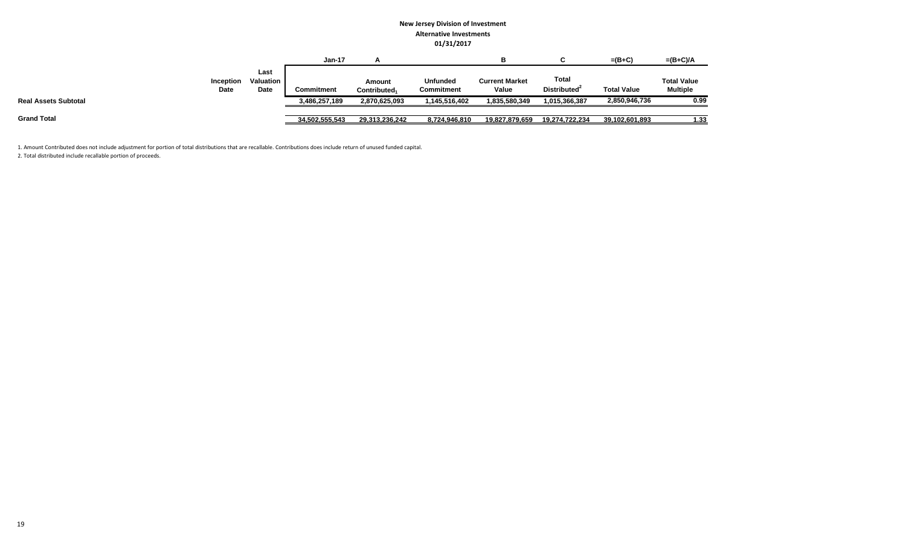**New Jersey Division of Investment**
**Alternative Investments**
**01/31/2017**

| | Inception Date | Last Valuation Date | Jan-17<br>Commitment | A<br>Amount Contributed[1] | Unfunded Commitment | B<br>Current Market Value | C<br>Total Distributed[2] | =(B+C)<br>Total Value | =(B+C)/A<br>Total Value Multiple |
|---|---|---|---|---|---|---|---|---|---|
| **Real Assets Subtotal** | | | 3,486,257,189 | 2,870,625,093 | 1,145,516,402 | 1,835,580,349 | 1,015,366,387 | 2,850,946,736 | 0.99 |
| **Grand Total** | | | 34,502,555,543 | 29,313,236,242 | 8,724,946,810 | 19,827,879,659 | 19,274,722,234 | 39,102,601,893 | 1.33 |

1. Amount Contributed does not include adjustment for portion of total distributions that are recallable. Contributions does include return of unused funded capital.
2. Total distributed include recallable portion of proceeds.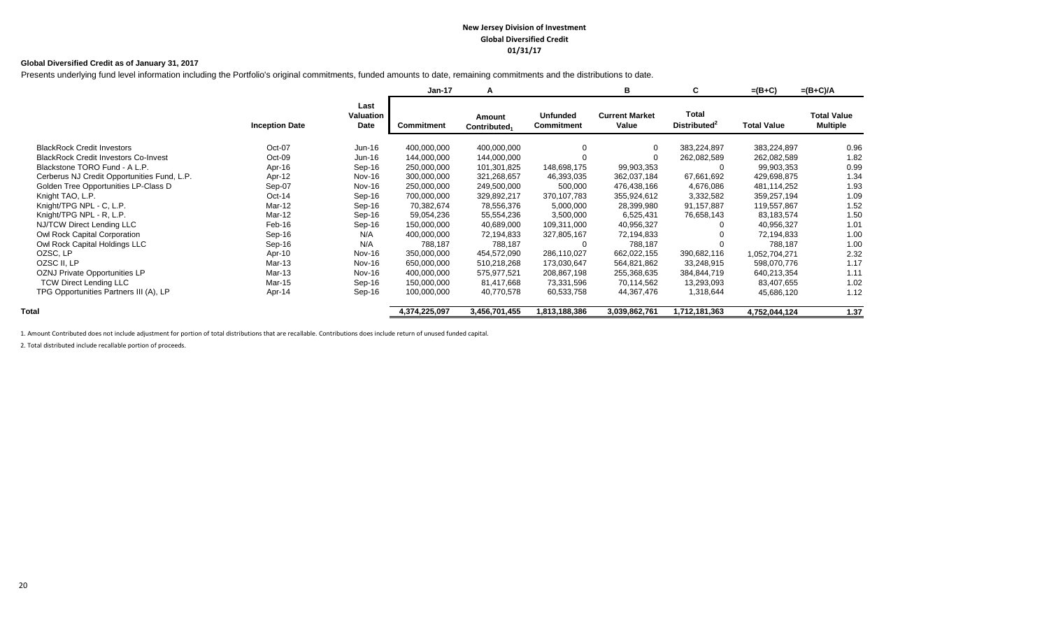**New Jersey Division of Investment**
**Global Diversified Credit**
**01/31/17**

**Global Diversified Credit as of January 31, 2017**

Presents underlying fund level information including the Portfolio's original commitments, funded amounts to date, remaining commitments and the distributions to date.

| | | | Jan-17 | A | | B | C | =(B+C) | =(B+C)/A |
|---|---|---|---|---|---|---|---|---|---|
| | **Inception Date** | **Last Valuation Date** | **Commitment** | **Amount Contributed[1]** | **Unfunded Commitment** | **Current Market Value** | **Total Distributed[2]** | **Total Value** | **Total Value Multiple** |
| BlackRock Credit Investors | Oct-07 | Jun-16 | 400,000,000 | 400,000,000 | 0 | 0 | 383,224,897 | 383,224,897 | 0.96 |
| BlackRock Credit Investors Co-Invest | Oct-09 | Jun-16 | 144,000,000 | 144,000,000 | 0 | 0 | 262,082,589 | 262,082,589 | 1.82 |
| Blackstone TORO Fund - A L.P. | Apr-16 | Sep-16 | 250,000,000 | 101,301,825 | 148,698,175 | 99,903,353 | 0 | 99,903,353 | 0.99 |
| Cerberus NJ Credit Opportunities Fund, L.P. | Apr-12 | Nov-16 | 300,000,000 | 321,268,657 | 46,393,035 | 362,037,184 | 67,661,692 | 429,698,875 | 1.34 |
| Golden Tree Opportunities LP-Class D | Sep-07 | Nov-16 | 250,000,000 | 249,500,000 | 500,000 | 476,438,166 | 4,676,086 | 481,114,252 | 1.93 |
| Knight TAO, L.P. | Oct-14 | Sep-16 | 700,000,000 | 329,892,217 | 370,107,783 | 355,924,612 | 3,332,582 | 359,257,194 | 1.09 |
| Knight/TPG NPL - C, L.P. | Mar-12 | Sep-16 | 70,382,674 | 78,556,376 | 5,000,000 | 28,399,980 | 91,157,887 | 119,557,867 | 1.52 |
| Knight/TPG NPL - R, L.P. | Mar-12 | Sep-16 | 59,054,236 | 55,554,236 | 3,500,000 | 6,525,431 | 76,658,143 | 83,183,574 | 1.50 |
| NJ/TCW Direct Lending LLC | Feb-16 | Sep-16 | 150,000,000 | 40,689,000 | 109,311,000 | 40,956,327 | 0 | 40,956,327 | 1.01 |
| Owl Rock Capital Corporation | Sep-16 | N/A | 400,000,000 | 72,194,833 | 327,805,167 | 72,194,833 | 0 | 72,194,833 | 1.00 |
| Owl Rock Capital Holdings LLC | Sep-16 | N/A | 788,187 | 788,187 | 0 | 788,187 | 0 | 788,187 | 1.00 |
| OZSC, LP | Apr-10 | Nov-16 | 350,000,000 | 454,572,090 | 286,110,027 | 662,022,155 | 390,682,116 | 1,052,704,271 | 2.32 |
| OZSC II, LP | Mar-13 | Nov-16 | 650,000,000 | 510,218,268 | 173,030,647 | 564,821,862 | 33,248,915 | 598,070,776 | 1.17 |
| OZNJ Private Opportunities LP | Mar-13 | Nov-16 | 400,000,000 | 575,977,521 | 208,867,198 | 255,368,635 | 384,844,719 | 640,213,354 | 1.11 |
| TCW Direct Lending LLC | Mar-15 | Sep-16 | 150,000,000 | 81,417,668 | 73,331,596 | 70,114,562 | 13,293,093 | 83,407,655 | 1.02 |
| TPG Opportunities Partners III (A), LP | Apr-14 | Sep-16 | 100,000,000 | 40,770,578 | 60,533,758 | 44,367,476 | 1,318,644 | 45,686,120 | 1.12 |
| **Total** | | | **4,374,225,097** | **3,456,701,455** | **1,813,188,386** | **3,039,862,761** | **1,712,181,363** | **4,752,044,124** | **1.37** |

1. Amount Contributed does not include adjustment for portion of total distributions that are recallable. Contributions does include return of unused funded capital.

2. Total distributed include recallable portion of proceeds.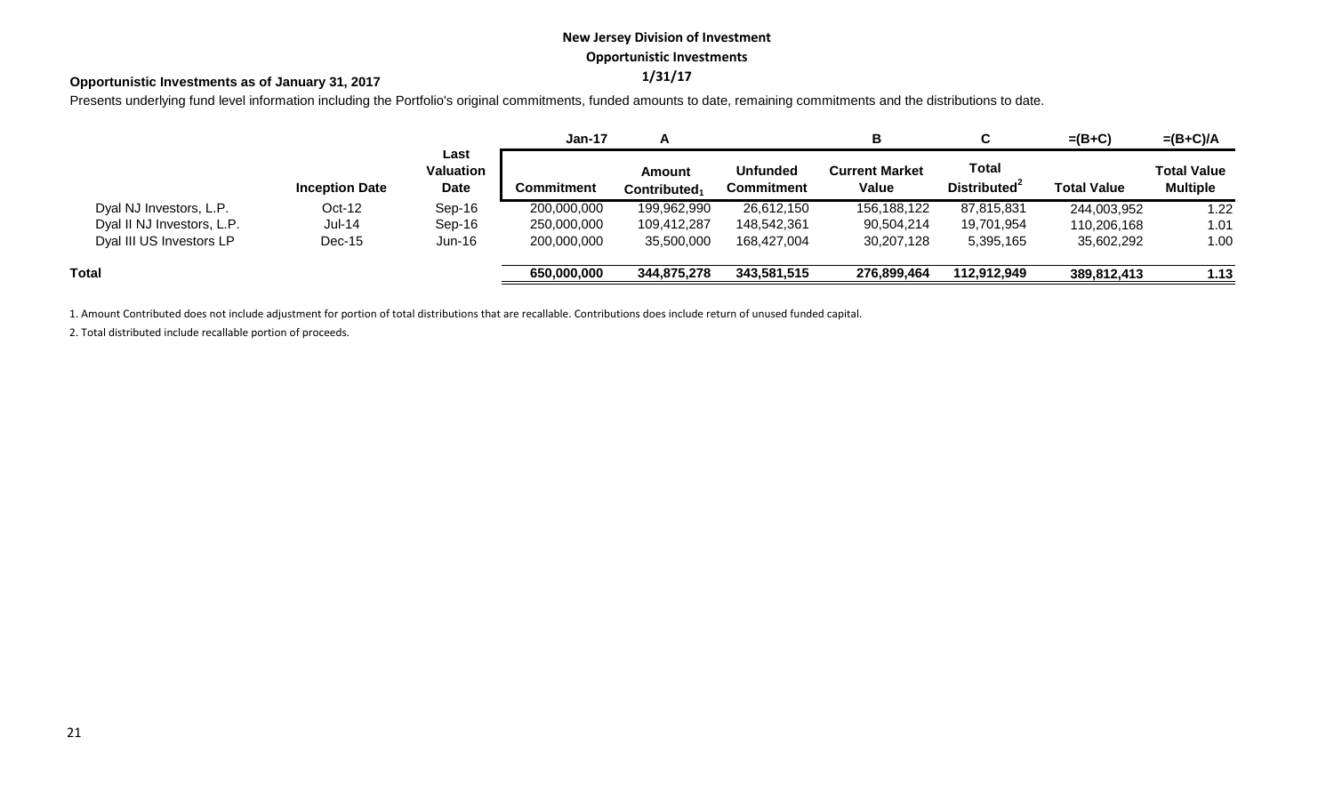**New Jersey Division of Investment**

**Opportunistic Investments**

**1/31/17**

**Opportunistic Investments as of January 31, 2017**

Presents underlying fund level information including the Portfolio's original commitments, funded amounts to date, remaining commitments and the distributions to date.

| | | | Jan-17 | A | | B | C | =(B+C) | =(B+C)/A |
|---|---|---|---|---|---|---|---|---|---|
| | **Inception Date** | **Last Valuation Date** | **Commitment** | **Amount Contributed[1]** | **Unfunded Commitment** | **Current Market Value** | **Total Distributed[2]** | **Total Value** | **Total Value Multiple** |
| Dyal NJ Investors, L.P. | Oct-12 | Sep-16 | 200,000,000 | 199,962,990 | 26,612,150 | 156,188,122 | 87,815,831 | 244,003,952 | 1.22 |
| Dyal II NJ Investors, L.P. | Jul-14 | Sep-16 | 250,000,000 | 109,412,287 | 148,542,361 | 90,504,214 | 19,701,954 | 110,206,168 | 1.01 |
| Dyal III US Investors LP | Dec-15 | Jun-16 | 200,000,000 | 35,500,000 | 168,427,004 | 30,207,128 | 5,395,165 | 35,602,292 | 1.00 |
| **Total** | | | **650,000,000** | **344,875,278** | **343,581,515** | **276,899,464** | **112,912,949** | **389,812,413** | **1.13** |

1. Amount Contributed does not include adjustment for portion of total distributions that are recallable. Contributions does include return of unused funded capital.

2. Total distributed include recallable portion of proceeds.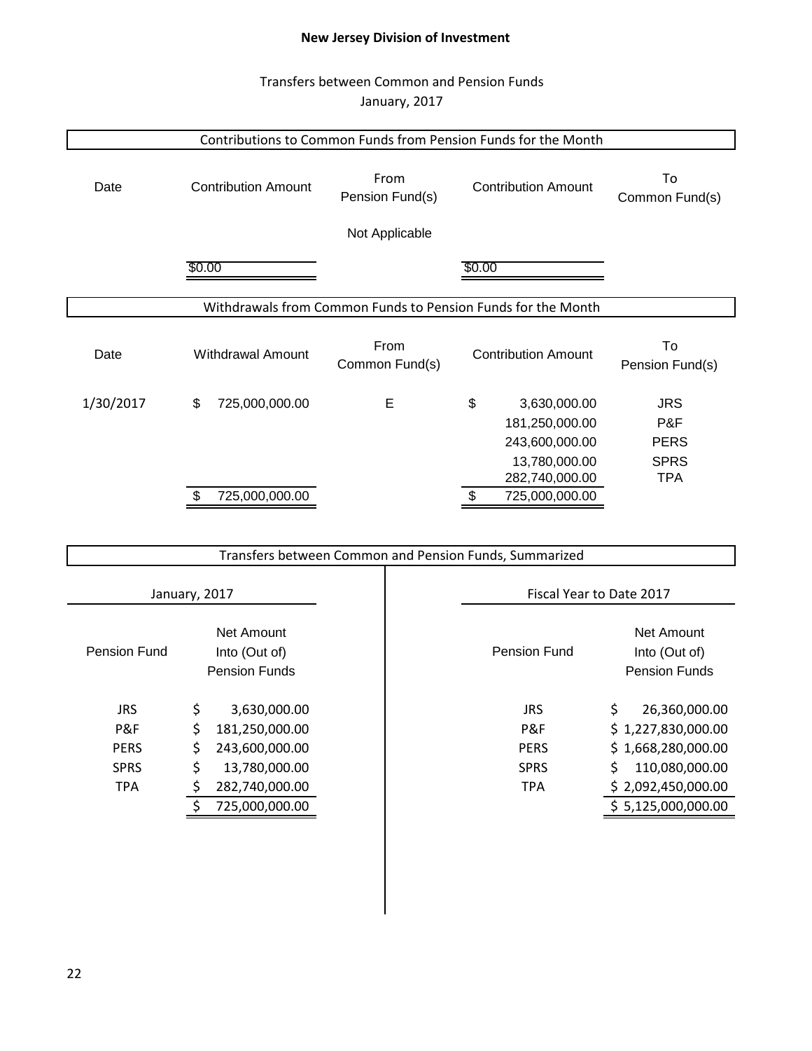**New Jersey Division of Investment**

Transfers between Common and Pension Funds
January, 2017

| Contributions to Common Funds from Pension Funds for the Month | | | | |
|---|---|---|---|---|
| Date | Contribution Amount | From Pension Fund(s) | Contribution Amount | To Common Fund(s) |
| | | Not Applicable | | |
| | $0.00 | | $0.00 | |

| Withdrawals from Common Funds to Pension Funds for the Month | | | | |
|---|---|---|---|---|
| Date | Withdrawal Amount | From Common Fund(s) | Contribution Amount | To Pension Fund(s) |
| 1/30/2017 | $ 725,000,000.00 | E | $ 3,630,000.00 | JRS |
| | | | 181,250,000.00 | P&F |
| | | | 243,600,000.00 | PERS |
| | | | 13,780,000.00 | SPRS |
| | | | 282,740,000.00 | TPA |
| | $ 725,000,000.00 | | $ 725,000,000.00 | |

**Transfers between Common and Pension Funds, Summarized**

| January, 2017 | | | Fiscal Year to Date 2017 | |
|---|---|---|---|---|
| Pension Fund | Net Amount Into (Out of) Pension Funds | | Pension Fund | Net Amount Into (Out of) Pension Funds |
| JRS | $ 3,630,000.00 | | JRS | $ 26,360,000.00 |
| P&F | $ 181,250,000.00 | | P&F | $ 1,227,830,000.00 |
| PERS | $ 243,600,000.00 | | PERS | $ 1,668,280,000.00 |
| SPRS | $ 13,780,000.00 | | SPRS | $ 110,080,000.00 |
| TPA | $ 282,740,000.00 | | TPA | $ 2,092,450,000.00 |
| | $ 725,000,000.00 | | | $ 5,125,000,000.00 |